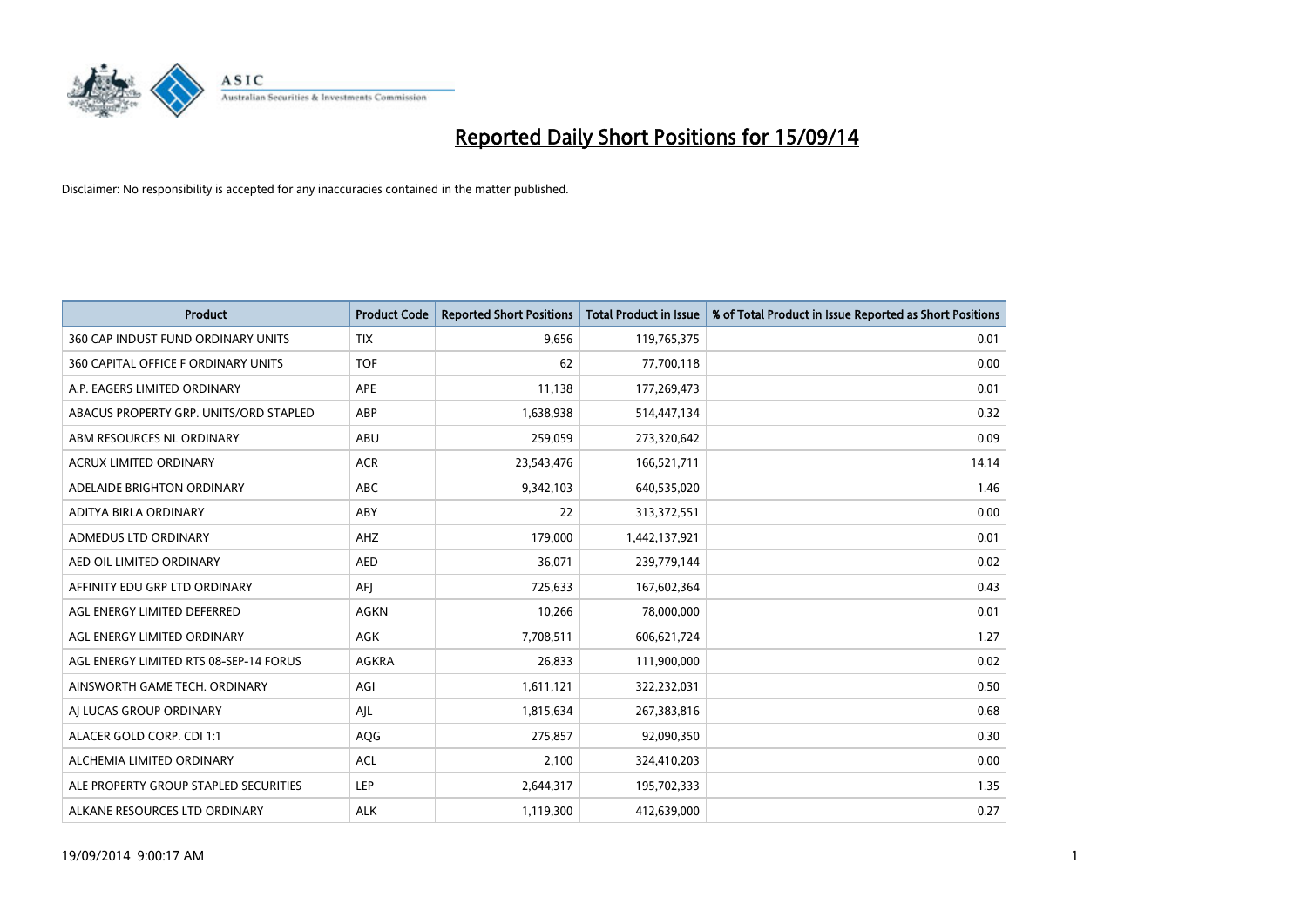# Reported Daily Short Positions for 15/09/14

Disclaimer: No responsibility is accepted for any inaccuracies contained in the matter published.

| Product | Product Code | Reported Short Positions | Total Product in Issue | % of Total Product in Issue Reported as Short Positions |
| --- | --- | --- | --- | --- |
| 360 CAP INDUST FUND ORDINARY UNITS | TIX | 9,656 | 119,765,375 | 0.01 |
| 360 CAPITAL OFFICE F ORDINARY UNITS | TOF | 62 | 77,700,118 | 0.00 |
| A.P. EAGERS LIMITED ORDINARY | APE | 11,138 | 177,269,473 | 0.01 |
| ABACUS PROPERTY GRP. UNITS/ORD STAPLED | ABP | 1,638,938 | 514,447,134 | 0.32 |
| ABM RESOURCES NL ORDINARY | ABU | 259,059 | 273,320,642 | 0.09 |
| ACRUX LIMITED ORDINARY | ACR | 23,543,476 | 166,521,711 | 14.14 |
| ADELAIDE BRIGHTON ORDINARY | ABC | 9,342,103 | 640,535,020 | 1.46 |
| ADITYA BIRLA ORDINARY | ABY | 22 | 313,372,551 | 0.00 |
| ADMEDUS LTD ORDINARY | AHZ | 179,000 | 1,442,137,921 | 0.01 |
| AED OIL LIMITED ORDINARY | AED | 36,071 | 239,779,144 | 0.02 |
| AFFINITY EDU GRP LTD ORDINARY | AFJ | 725,633 | 167,602,364 | 0.43 |
| AGL ENERGY LIMITED DEFERRED | AGKN | 10,266 | 78,000,000 | 0.01 |
| AGL ENERGY LIMITED ORDINARY | AGK | 7,708,511 | 606,621,724 | 1.27 |
| AGL ENERGY LIMITED RTS 08-SEP-14 FORUS | AGKRA | 26,833 | 111,900,000 | 0.02 |
| AINSWORTH GAME TECH. ORDINARY | AGI | 1,611,121 | 322,232,031 | 0.50 |
| AJ LUCAS GROUP ORDINARY | AJL | 1,815,634 | 267,383,816 | 0.68 |
| ALACER GOLD CORP. CDI 1:1 | AQG | 275,857 | 92,090,350 | 0.30 |
| ALCHEMIA LIMITED ORDINARY | ACL | 2,100 | 324,410,203 | 0.00 |
| ALE PROPERTY GROUP STAPLED SECURITIES | LEP | 2,644,317 | 195,702,333 | 1.35 |
| ALKANE RESOURCES LTD ORDINARY | ALK | 1,119,300 | 412,639,000 | 0.27 |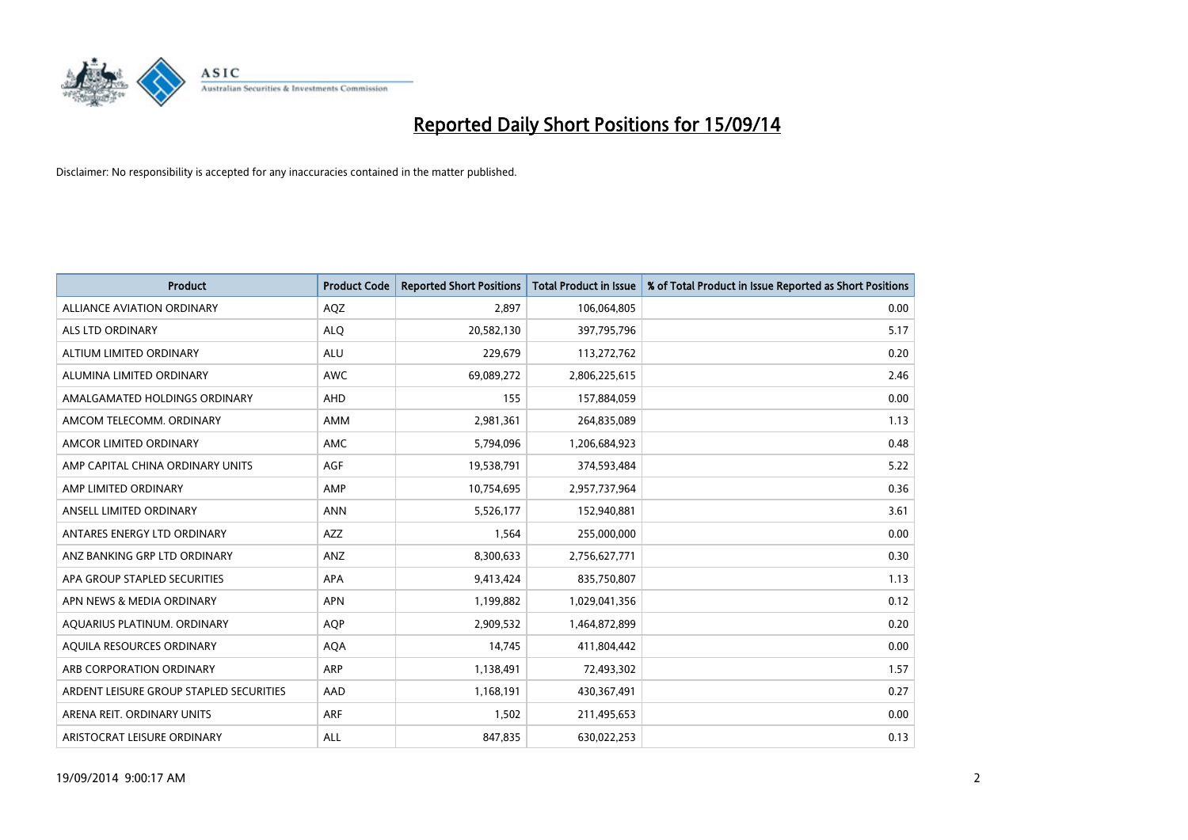# Reported Daily Short Positions for 15/09/14

Disclaimer: No responsibility is accepted for any inaccuracies contained in the matter published.

| Product | Product Code | Reported Short Positions | Total Product in Issue | % of Total Product in Issue Reported as Short Positions |
|---|---|---|---|---|
| ALLIANCE AVIATION ORDINARY | AQZ | 2,897 | 106,064,805 | 0.00 |
| ALS LTD ORDINARY | ALQ | 20,582,130 | 397,795,796 | 5.17 |
| ALTIUM LIMITED ORDINARY | ALU | 229,679 | 113,272,762 | 0.20 |
| ALUMINA LIMITED ORDINARY | AWC | 69,089,272 | 2,806,225,615 | 2.46 |
| AMALGAMATED HOLDINGS ORDINARY | AHD | 155 | 157,884,059 | 0.00 |
| AMCOM TELECOMM. ORDINARY | AMM | 2,981,361 | 264,835,089 | 1.13 |
| AMCOR LIMITED ORDINARY | AMC | 5,794,096 | 1,206,684,923 | 0.48 |
| AMP CAPITAL CHINA ORDINARY UNITS | AGF | 19,538,791 | 374,593,484 | 5.22 |
| AMP LIMITED ORDINARY | AMP | 10,754,695 | 2,957,737,964 | 0.36 |
| ANSELL LIMITED ORDINARY | ANN | 5,526,177 | 152,940,881 | 3.61 |
| ANTARES ENERGY LTD ORDINARY | AZZ | 1,564 | 255,000,000 | 0.00 |
| ANZ BANKING GRP LTD ORDINARY | ANZ | 8,300,633 | 2,756,627,771 | 0.30 |
| APA GROUP STAPLED SECURITIES | APA | 9,413,424 | 835,750,807 | 1.13 |
| APN NEWS & MEDIA ORDINARY | APN | 1,199,882 | 1,029,041,356 | 0.12 |
| AQUARIUS PLATINUM. ORDINARY | AQP | 2,909,532 | 1,464,872,899 | 0.20 |
| AQUILA RESOURCES ORDINARY | AQA | 14,745 | 411,804,442 | 0.00 |
| ARB CORPORATION ORDINARY | ARP | 1,138,491 | 72,493,302 | 1.57 |
| ARDENT LEISURE GROUP STAPLED SECURITIES | AAD | 1,168,191 | 430,367,491 | 0.27 |
| ARENA REIT. ORDINARY UNITS | ARF | 1,502 | 211,495,653 | 0.00 |
| ARISTOCRAT LEISURE ORDINARY | ALL | 847,835 | 630,022,253 | 0.13 |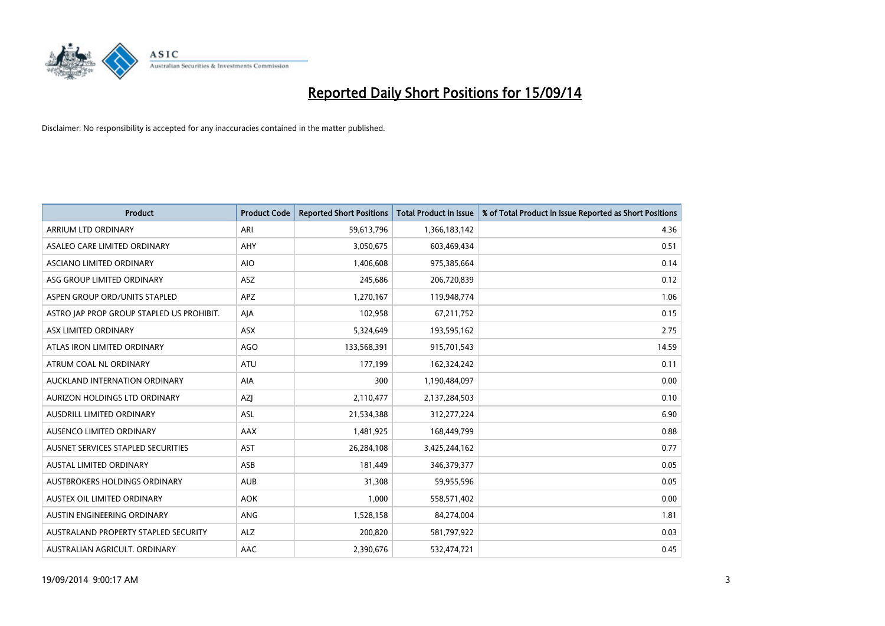# Reported Daily Short Positions for 15/09/14

Disclaimer: No responsibility is accepted for any inaccuracies contained in the matter published.

| Product | Product Code | Reported Short Positions | Total Product in Issue | % of Total Product in Issue Reported as Short Positions |
|---|---|---|---|---|
| ARRIUM LTD ORDINARY | ARI | 59,613,796 | 1,366,183,142 | 4.36 |
| ASALEO CARE LIMITED ORDINARY | AHY | 3,050,675 | 603,469,434 | 0.51 |
| ASCIANO LIMITED ORDINARY | AIO | 1,406,608 | 975,385,664 | 0.14 |
| ASG GROUP LIMITED ORDINARY | ASZ | 245,686 | 206,720,839 | 0.12 |
| ASPEN GROUP ORD/UNITS STAPLED | APZ | 1,270,167 | 119,948,774 | 1.06 |
| ASTRO JAP PROP GROUP STAPLED US PROHIBIT. | AJA | 102,958 | 67,211,752 | 0.15 |
| ASX LIMITED ORDINARY | ASX | 5,324,649 | 193,595,162 | 2.75 |
| ATLAS IRON LIMITED ORDINARY | AGO | 133,568,391 | 915,701,543 | 14.59 |
| ATRUM COAL NL ORDINARY | ATU | 177,199 | 162,324,242 | 0.11 |
| AUCKLAND INTERNATION ORDINARY | AIA | 300 | 1,190,484,097 | 0.00 |
| AURIZON HOLDINGS LTD ORDINARY | AZJ | 2,110,477 | 2,137,284,503 | 0.10 |
| AUSDRILL LIMITED ORDINARY | ASL | 21,534,388 | 312,277,224 | 6.90 |
| AUSENCO LIMITED ORDINARY | AAX | 1,481,925 | 168,449,799 | 0.88 |
| AUSNET SERVICES STAPLED SECURITIES | AST | 26,284,108 | 3,425,244,162 | 0.77 |
| AUSTAL LIMITED ORDINARY | ASB | 181,449 | 346,379,377 | 0.05 |
| AUSTBROKERS HOLDINGS ORDINARY | AUB | 31,308 | 59,955,596 | 0.05 |
| AUSTEX OIL LIMITED ORDINARY | AOK | 1,000 | 558,571,402 | 0.00 |
| AUSTIN ENGINEERING ORDINARY | ANG | 1,528,158 | 84,274,004 | 1.81 |
| AUSTRALAND PROPERTY STAPLED SECURITY | ALZ | 200,820 | 581,797,922 | 0.03 |
| AUSTRALIAN AGRICULT. ORDINARY | AAC | 2,390,676 | 532,474,721 | 0.45 |

19/09/2014 9:00:17 AM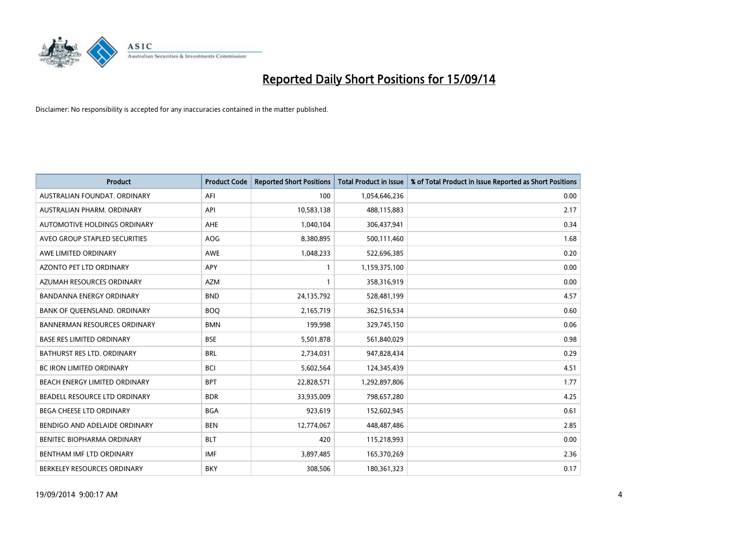# Reported Daily Short Positions for 15/09/14

Disclaimer: No responsibility is accepted for any inaccuracies contained in the matter published.

| Product | Product Code | Reported Short Positions | Total Product in Issue | % of Total Product in Issue Reported as Short Positions |
|---|---|---|---|---|
| AUSTRALIAN FOUNDAT. ORDINARY | AFI | 100 | 1,054,646,236 | 0.00 |
| AUSTRALIAN PHARM. ORDINARY | API | 10,583,138 | 488,115,883 | 2.17 |
| AUTOMOTIVE HOLDINGS ORDINARY | AHE | 1,040,104 | 306,437,941 | 0.34 |
| AVEO GROUP STAPLED SECURITIES | AOG | 8,380,895 | 500,111,460 | 1.68 |
| AWE LIMITED ORDINARY | AWE | 1,048,233 | 522,696,385 | 0.20 |
| AZONTO PET LTD ORDINARY | APY | 1 | 1,159,375,100 | 0.00 |
| AZUMAH RESOURCES ORDINARY | AZM | 1 | 358,316,919 | 0.00 |
| BANDANNA ENERGY ORDINARY | BND | 24,135,792 | 528,481,199 | 4.57 |
| BANK OF QUEENSLAND. ORDINARY | BOQ | 2,165,719 | 362,516,534 | 0.60 |
| BANNERMAN RESOURCES ORDINARY | BMN | 199,998 | 329,745,150 | 0.06 |
| BASE RES LIMITED ORDINARY | BSE | 5,501,878 | 561,840,029 | 0.98 |
| BATHURST RES LTD. ORDINARY | BRL | 2,734,031 | 947,828,434 | 0.29 |
| BC IRON LIMITED ORDINARY | BCI | 5,602,564 | 124,345,439 | 4.51 |
| BEACH ENERGY LIMITED ORDINARY | BPT | 22,828,571 | 1,292,897,806 | 1.77 |
| BEADELL RESOURCE LTD ORDINARY | BDR | 33,935,009 | 798,657,280 | 4.25 |
| BEGA CHEESE LTD ORDINARY | BGA | 923,619 | 152,602,945 | 0.61 |
| BENDIGO AND ADELAIDE ORDINARY | BEN | 12,774,067 | 448,487,486 | 2.85 |
| BENITEC BIOPHARMA ORDINARY | BLT | 420 | 115,218,993 | 0.00 |
| BENTHAM IMF LTD ORDINARY | IMF | 3,897,485 | 165,370,269 | 2.36 |
| BERKELEY RESOURCES ORDINARY | BKY | 308,506 | 180,361,323 | 0.17 |

19/09/2014 9:00:17 AM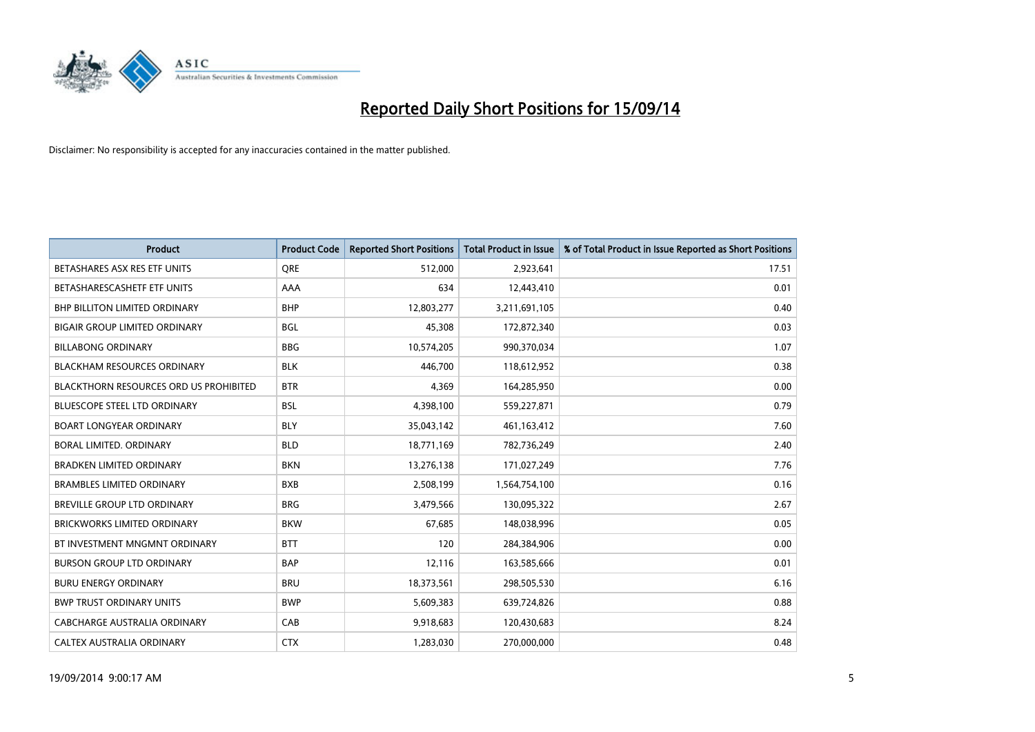# Reported Daily Short Positions for 15/09/14

Disclaimer: No responsibility is accepted for any inaccuracies contained in the matter published.

| Product | Product Code | Reported Short Positions | Total Product in Issue | % of Total Product in Issue Reported as Short Positions |
|---|---|---|---|---|
| BETASHARES ASX RES ETF UNITS | QRE | 512,000 | 2,923,641 | 17.51 |
| BETASHARESCASHETF ETF UNITS | AAA | 634 | 12,443,410 | 0.01 |
| BHP BILLITON LIMITED ORDINARY | BHP | 12,803,277 | 3,211,691,105 | 0.40 |
| BIGAIR GROUP LIMITED ORDINARY | BGL | 45,308 | 172,872,340 | 0.03 |
| BILLABONG ORDINARY | BBG | 10,574,205 | 990,370,034 | 1.07 |
| BLACKHAM RESOURCES ORDINARY | BLK | 446,700 | 118,612,952 | 0.38 |
| BLACKTHORN RESOURCES ORD US PROHIBITED | BTR | 4,369 | 164,285,950 | 0.00 |
| BLUESCOPE STEEL LTD ORDINARY | BSL | 4,398,100 | 559,227,871 | 0.79 |
| BOART LONGYEAR ORDINARY | BLY | 35,043,142 | 461,163,412 | 7.60 |
| BORAL LIMITED. ORDINARY | BLD | 18,771,169 | 782,736,249 | 2.40 |
| BRADKEN LIMITED ORDINARY | BKN | 13,276,138 | 171,027,249 | 7.76 |
| BRAMBLES LIMITED ORDINARY | BXB | 2,508,199 | 1,564,754,100 | 0.16 |
| BREVILLE GROUP LTD ORDINARY | BRG | 3,479,566 | 130,095,322 | 2.67 |
| BRICKWORKS LIMITED ORDINARY | BKW | 67,685 | 148,038,996 | 0.05 |
| BT INVESTMENT MNGMNT ORDINARY | BTT | 120 | 284,384,906 | 0.00 |
| BURSON GROUP LTD ORDINARY | BAP | 12,116 | 163,585,666 | 0.01 |
| BURU ENERGY ORDINARY | BRU | 18,373,561 | 298,505,530 | 6.16 |
| BWP TRUST ORDINARY UNITS | BWP | 5,609,383 | 639,724,826 | 0.88 |
| CABCHARGE AUSTRALIA ORDINARY | CAB | 9,918,683 | 120,430,683 | 8.24 |
| CALTEX AUSTRALIA ORDINARY | CTX | 1,283,030 | 270,000,000 | 0.48 |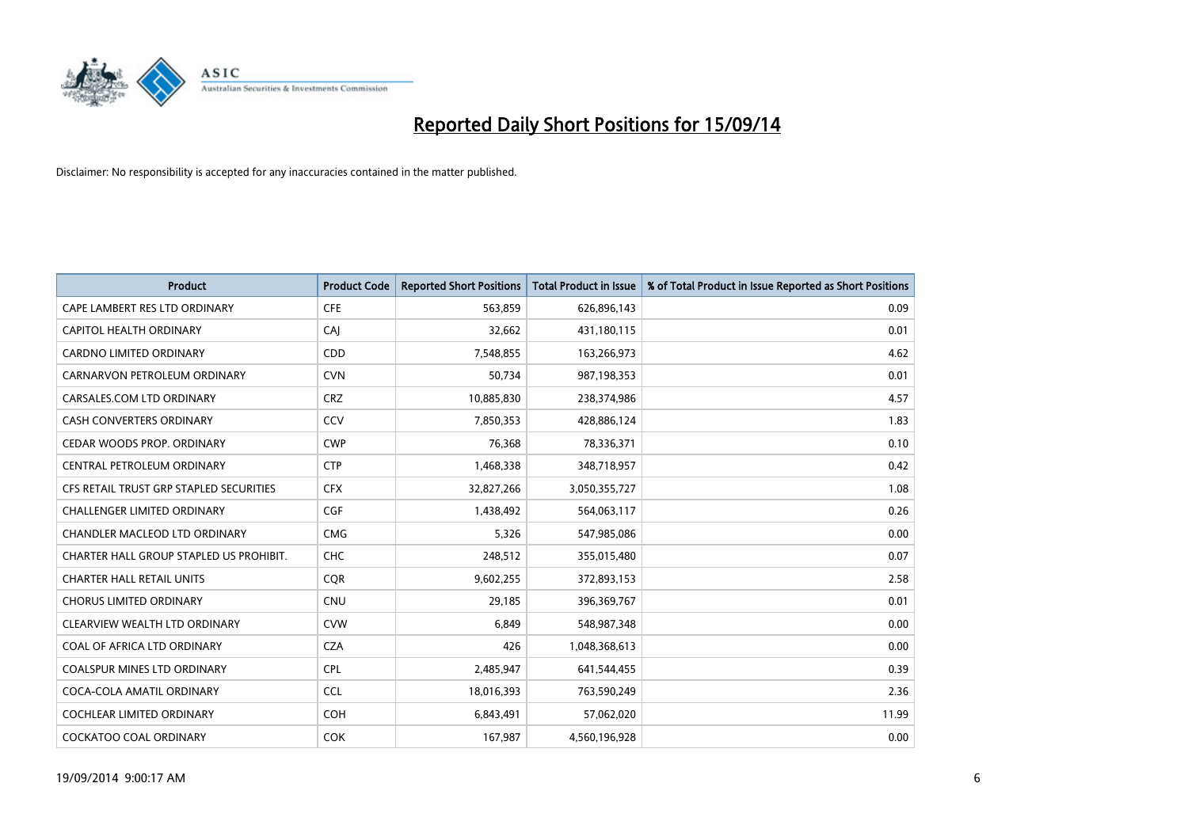# Reported Daily Short Positions for 15/09/14

Disclaimer: No responsibility is accepted for any inaccuracies contained in the matter published.

| Product | Product Code | Reported Short Positions | Total Product in Issue | % of Total Product in Issue Reported as Short Positions |
|---|---|---|---|---|
| CAPE LAMBERT RES LTD ORDINARY | CFE | 563,859 | 626,896,143 | 0.09 |
| CAPITOL HEALTH ORDINARY | CAJ | 32,662 | 431,180,115 | 0.01 |
| CARDNO LIMITED ORDINARY | CDD | 7,548,855 | 163,266,973 | 4.62 |
| CARNARVON PETROLEUM ORDINARY | CVN | 50,734 | 987,198,353 | 0.01 |
| CARSALES.COM LTD ORDINARY | CRZ | 10,885,830 | 238,374,986 | 4.57 |
| CASH CONVERTERS ORDINARY | CCV | 7,850,353 | 428,886,124 | 1.83 |
| CEDAR WOODS PROP. ORDINARY | CWP | 76,368 | 78,336,371 | 0.10 |
| CENTRAL PETROLEUM ORDINARY | CTP | 1,468,338 | 348,718,957 | 0.42 |
| CFS RETAIL TRUST GRP STAPLED SECURITIES | CFX | 32,827,266 | 3,050,355,727 | 1.08 |
| CHALLENGER LIMITED ORDINARY | CGF | 1,438,492 | 564,063,117 | 0.26 |
| CHANDLER MACLEOD LTD ORDINARY | CMG | 5,326 | 547,985,086 | 0.00 |
| CHARTER HALL GROUP STAPLED US PROHIBIT. | CHC | 248,512 | 355,015,480 | 0.07 |
| CHARTER HALL RETAIL UNITS | CQR | 9,602,255 | 372,893,153 | 2.58 |
| CHORUS LIMITED ORDINARY | CNU | 29,185 | 396,369,767 | 0.01 |
| CLEARVIEW WEALTH LTD ORDINARY | CVW | 6,849 | 548,987,348 | 0.00 |
| COAL OF AFRICA LTD ORDINARY | CZA | 426 | 1,048,368,613 | 0.00 |
| COALSPUR MINES LTD ORDINARY | CPL | 2,485,947 | 641,544,455 | 0.39 |
| COCA-COLA AMATIL ORDINARY | CCL | 18,016,393 | 763,590,249 | 2.36 |
| COCHLEAR LIMITED ORDINARY | COH | 6,843,491 | 57,062,020 | 11.99 |
| COCKATOO COAL ORDINARY | COK | 167,987 | 4,560,196,928 | 0.00 |

19/09/2014 9:00:17 AM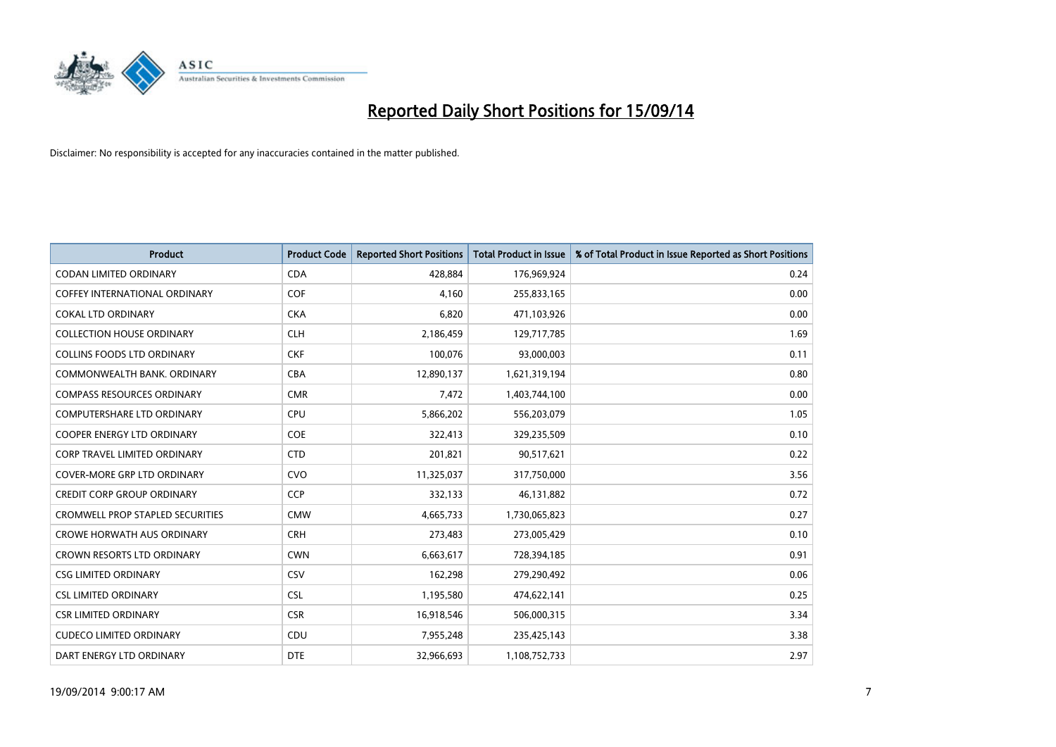# Reported Daily Short Positions for 15/09/14

Disclaimer: No responsibility is accepted for any inaccuracies contained in the matter published.

| Product | Product Code | Reported Short Positions | Total Product in Issue | % of Total Product in Issue Reported as Short Positions |
|---|---|---|---|---|
| CODAN LIMITED ORDINARY | CDA | 428,884 | 176,969,924 | 0.24 |
| COFFEY INTERNATIONAL ORDINARY | COF | 4,160 | 255,833,165 | 0.00 |
| COKAL LTD ORDINARY | CKA | 6,820 | 471,103,926 | 0.00 |
| COLLECTION HOUSE ORDINARY | CLH | 2,186,459 | 129,717,785 | 1.69 |
| COLLINS FOODS LTD ORDINARY | CKF | 100,076 | 93,000,003 | 0.11 |
| COMMONWEALTH BANK. ORDINARY | CBA | 12,890,137 | 1,621,319,194 | 0.80 |
| COMPASS RESOURCES ORDINARY | CMR | 7,472 | 1,403,744,100 | 0.00 |
| COMPUTERSHARE LTD ORDINARY | CPU | 5,866,202 | 556,203,079 | 1.05 |
| COOPER ENERGY LTD ORDINARY | COE | 322,413 | 329,235,509 | 0.10 |
| CORP TRAVEL LIMITED ORDINARY | CTD | 201,821 | 90,517,621 | 0.22 |
| COVER-MORE GRP LTD ORDINARY | CVO | 11,325,037 | 317,750,000 | 3.56 |
| CREDIT CORP GROUP ORDINARY | CCP | 332,133 | 46,131,882 | 0.72 |
| CROMWELL PROP STAPLED SECURITIES | CMW | 4,665,733 | 1,730,065,823 | 0.27 |
| CROWE HORWATH AUS ORDINARY | CRH | 273,483 | 273,005,429 | 0.10 |
| CROWN RESORTS LTD ORDINARY | CWN | 6,663,617 | 728,394,185 | 0.91 |
| CSG LIMITED ORDINARY | CSV | 162,298 | 279,290,492 | 0.06 |
| CSL LIMITED ORDINARY | CSL | 1,195,580 | 474,622,141 | 0.25 |
| CSR LIMITED ORDINARY | CSR | 16,918,546 | 506,000,315 | 3.34 |
| CUDECO LIMITED ORDINARY | CDU | 7,955,248 | 235,425,143 | 3.38 |
| DART ENERGY LTD ORDINARY | DTE | 32,966,693 | 1,108,752,733 | 2.97 |

19/09/2014 9:00:17 AM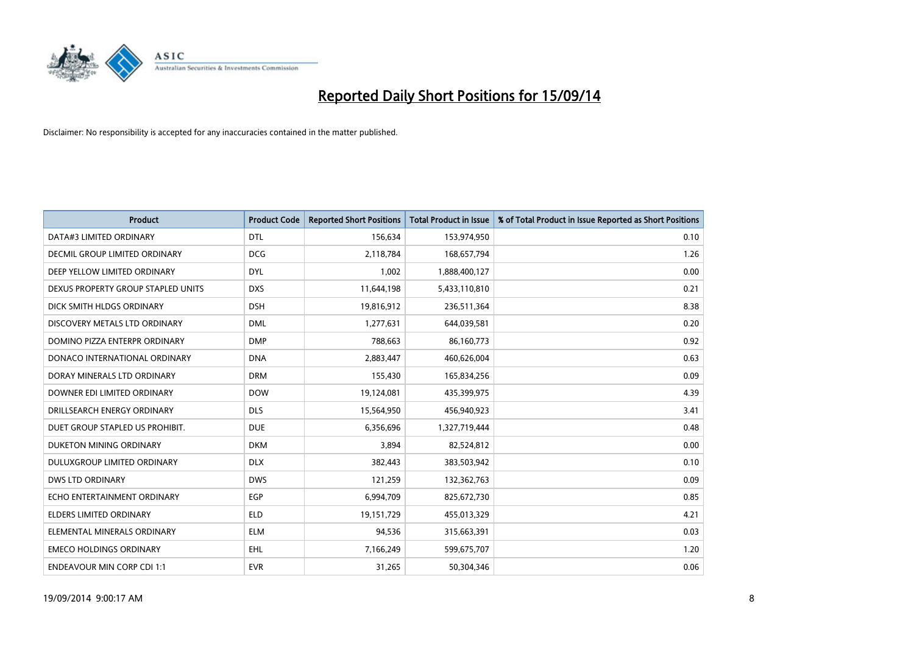# Reported Daily Short Positions for 15/09/14

Disclaimer: No responsibility is accepted for any inaccuracies contained in the matter published.

| Product | Product Code | Reported Short Positions | Total Product in Issue | % of Total Product in Issue Reported as Short Positions |
|---|---|---|---|---|
| DATA#3 LIMITED ORDINARY | DTL | 156,634 | 153,974,950 | 0.10 |
| DECMIL GROUP LIMITED ORDINARY | DCG | 2,118,784 | 168,657,794 | 1.26 |
| DEEP YELLOW LIMITED ORDINARY | DYL | 1,002 | 1,888,400,127 | 0.00 |
| DEXUS PROPERTY GROUP STAPLED UNITS | DXS | 11,644,198 | 5,433,110,810 | 0.21 |
| DICK SMITH HLDGS ORDINARY | DSH | 19,816,912 | 236,511,364 | 8.38 |
| DISCOVERY METALS LTD ORDINARY | DML | 1,277,631 | 644,039,581 | 0.20 |
| DOMINO PIZZA ENTERPR ORDINARY | DMP | 788,663 | 86,160,773 | 0.92 |
| DONACO INTERNATIONAL ORDINARY | DNA | 2,883,447 | 460,626,004 | 0.63 |
| DORAY MINERALS LTD ORDINARY | DRM | 155,430 | 165,834,256 | 0.09 |
| DOWNER EDI LIMITED ORDINARY | DOW | 19,124,081 | 435,399,975 | 4.39 |
| DRILLSEARCH ENERGY ORDINARY | DLS | 15,564,950 | 456,940,923 | 3.41 |
| DUET GROUP STAPLED US PROHIBIT. | DUE | 6,356,696 | 1,327,719,444 | 0.48 |
| DUKETON MINING ORDINARY | DKM | 3,894 | 82,524,812 | 0.00 |
| DULUXGROUP LIMITED ORDINARY | DLX | 382,443 | 383,503,942 | 0.10 |
| DWS LTD ORDINARY | DWS | 121,259 | 132,362,763 | 0.09 |
| ECHO ENTERTAINMENT ORDINARY | EGP | 6,994,709 | 825,672,730 | 0.85 |
| ELDERS LIMITED ORDINARY | ELD | 19,151,729 | 455,013,329 | 4.21 |
| ELEMENTAL MINERALS ORDINARY | ELM | 94,536 | 315,663,391 | 0.03 |
| EMECO HOLDINGS ORDINARY | EHL | 7,166,249 | 599,675,707 | 1.20 |
| ENDEAVOUR MIN CORP CDI 1:1 | EVR | 31,265 | 50,304,346 | 0.06 |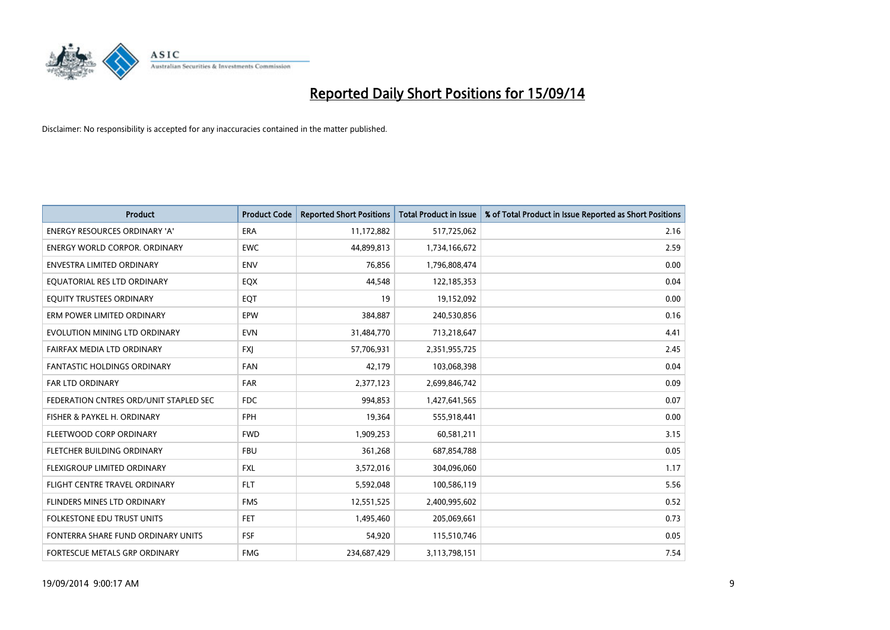# Reported Daily Short Positions for 15/09/14

Disclaimer: No responsibility is accepted for any inaccuracies contained in the matter published.

| Product | Product Code | Reported Short Positions | Total Product in Issue | % of Total Product in Issue Reported as Short Positions |
|---|---|---|---|---|
| ENERGY RESOURCES ORDINARY 'A' | ERA | 11,172,882 | 517,725,062 | 2.16 |
| ENERGY WORLD CORPOR. ORDINARY | EWC | 44,899,813 | 1,734,166,672 | 2.59 |
| ENVESTRA LIMITED ORDINARY | ENV | 76,856 | 1,796,808,474 | 0.00 |
| EQUATORIAL RES LTD ORDINARY | EQX | 44,548 | 122,185,353 | 0.04 |
| EQUITY TRUSTEES ORDINARY | EQT | 19 | 19,152,092 | 0.00 |
| ERM POWER LIMITED ORDINARY | EPW | 384,887 | 240,530,856 | 0.16 |
| EVOLUTION MINING LTD ORDINARY | EVN | 31,484,770 | 713,218,647 | 4.41 |
| FAIRFAX MEDIA LTD ORDINARY | FXJ | 57,706,931 | 2,351,955,725 | 2.45 |
| FANTASTIC HOLDINGS ORDINARY | FAN | 42,179 | 103,068,398 | 0.04 |
| FAR LTD ORDINARY | FAR | 2,377,123 | 2,699,846,742 | 0.09 |
| FEDERATION CNTRES ORD/UNIT STAPLED SEC | FDC | 994,853 | 1,427,641,565 | 0.07 |
| FISHER & PAYKEL H. ORDINARY | FPH | 19,364 | 555,918,441 | 0.00 |
| FLEETWOOD CORP ORDINARY | FWD | 1,909,253 | 60,581,211 | 3.15 |
| FLETCHER BUILDING ORDINARY | FBU | 361,268 | 687,854,788 | 0.05 |
| FLEXIGROUP LIMITED ORDINARY | FXL | 3,572,016 | 304,096,060 | 1.17 |
| FLIGHT CENTRE TRAVEL ORDINARY | FLT | 5,592,048 | 100,586,119 | 5.56 |
| FLINDERS MINES LTD ORDINARY | FMS | 12,551,525 | 2,400,995,602 | 0.52 |
| FOLKESTONE EDU TRUST UNITS | FET | 1,495,460 | 205,069,661 | 0.73 |
| FONTERRA SHARE FUND ORDINARY UNITS | FSF | 54,920 | 115,510,746 | 0.05 |
| FORTESCUE METALS GRP ORDINARY | FMG | 234,687,429 | 3,113,798,151 | 7.54 |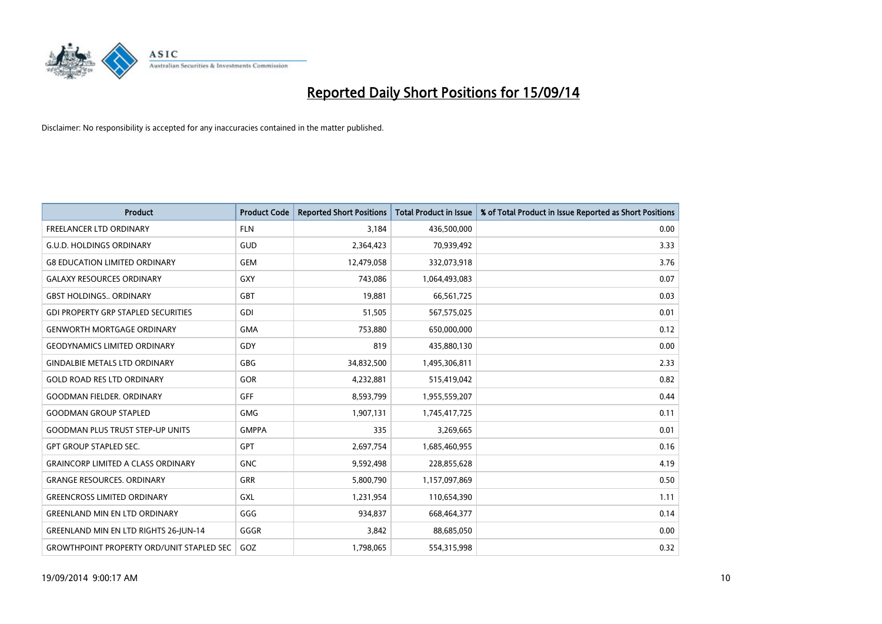# Reported Daily Short Positions for 15/09/14

Disclaimer: No responsibility is accepted for any inaccuracies contained in the matter published.

| Product | Product Code | Reported Short Positions | Total Product in Issue | % of Total Product in Issue Reported as Short Positions |
|---|---|---|---|---|
| FREELANCER LTD ORDINARY | FLN | 3,184 | 436,500,000 | 0.00 |
| G.U.D. HOLDINGS ORDINARY | GUD | 2,364,423 | 70,939,492 | 3.33 |
| G8 EDUCATION LIMITED ORDINARY | GEM | 12,479,058 | 332,073,918 | 3.76 |
| GALAXY RESOURCES ORDINARY | GXY | 743,086 | 1,064,493,083 | 0.07 |
| GBST HOLDINGS.. ORDINARY | GBT | 19,881 | 66,561,725 | 0.03 |
| GDI PROPERTY GRP STAPLED SECURITIES | GDI | 51,505 | 567,575,025 | 0.01 |
| GENWORTH MORTGAGE ORDINARY | GMA | 753,880 | 650,000,000 | 0.12 |
| GEODYNAMICS LIMITED ORDINARY | GDY | 819 | 435,880,130 | 0.00 |
| GINDALBIE METALS LTD ORDINARY | GBG | 34,832,500 | 1,495,306,811 | 2.33 |
| GOLD ROAD RES LTD ORDINARY | GOR | 4,232,881 | 515,419,042 | 0.82 |
| GOODMAN FIELDER. ORDINARY | GFF | 8,593,799 | 1,955,559,207 | 0.44 |
| GOODMAN GROUP STAPLED | GMG | 1,907,131 | 1,745,417,725 | 0.11 |
| GOODMAN PLUS TRUST STEP-UP UNITS | GMPPA | 335 | 3,269,665 | 0.01 |
| GPT GROUP STAPLED SEC. | GPT | 2,697,754 | 1,685,460,955 | 0.16 |
| GRAINCORP LIMITED A CLASS ORDINARY | GNC | 9,592,498 | 228,855,628 | 4.19 |
| GRANGE RESOURCES. ORDINARY | GRR | 5,800,790 | 1,157,097,869 | 0.50 |
| GREENCROSS LIMITED ORDINARY | GXL | 1,231,954 | 110,654,390 | 1.11 |
| GREENLAND MIN EN LTD ORDINARY | GGG | 934,837 | 668,464,377 | 0.14 |
| GREENLAND MIN EN LTD RIGHTS 26-JUN-14 | GGGR | 3,842 | 88,685,050 | 0.00 |
| GROWTHPOINT PROPERTY ORD/UNIT STAPLED SEC | GOZ | 1,798,065 | 554,315,998 | 0.32 |

19/09/2014 9:00:17 AM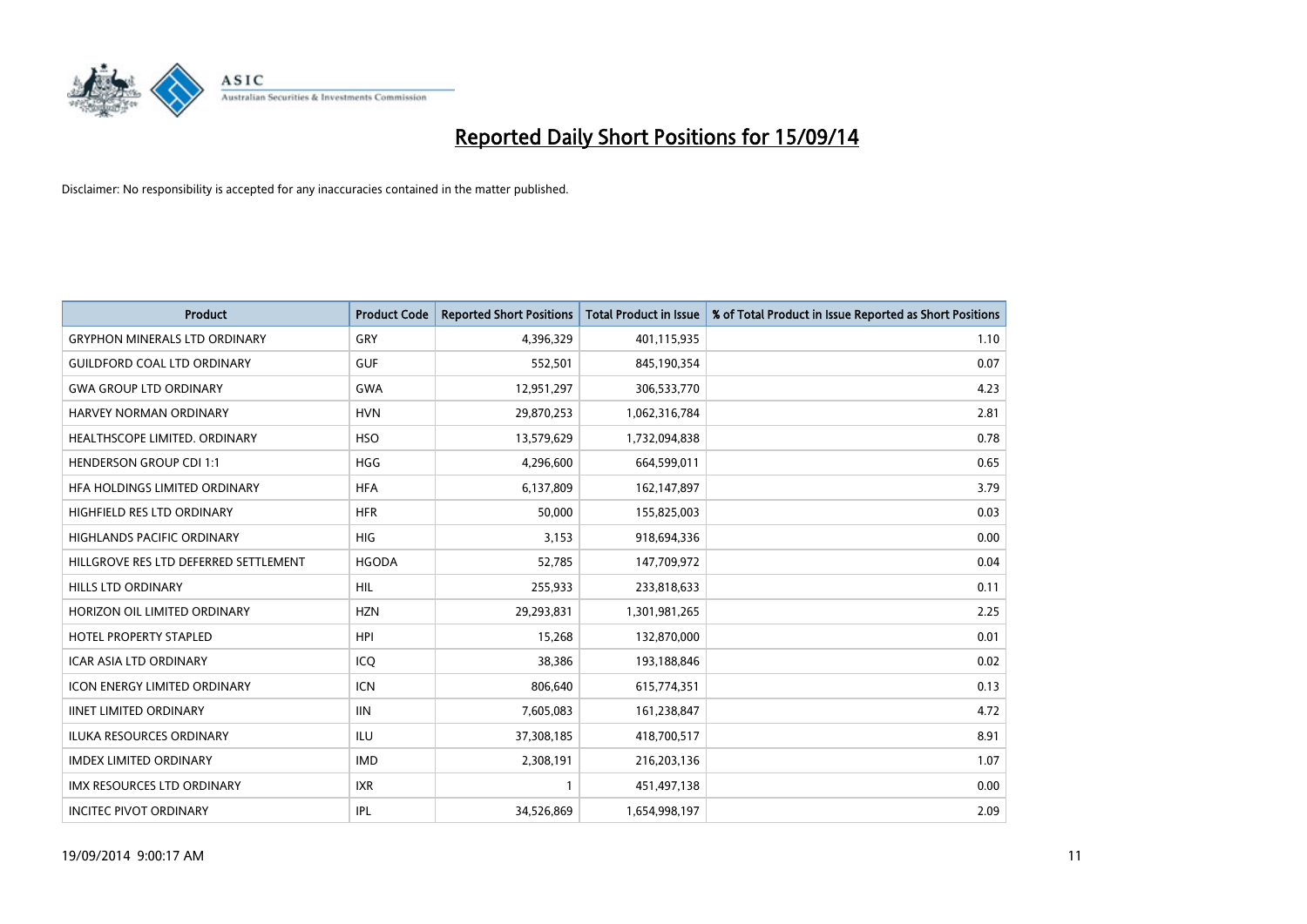# Reported Daily Short Positions for 15/09/14

Disclaimer: No responsibility is accepted for any inaccuracies contained in the matter published.

| Product | Product Code | Reported Short Positions | Total Product in Issue | % of Total Product in Issue Reported as Short Positions |
|---|---|---|---|---|
| GRYPHON MINERALS LTD ORDINARY | GRY | 4,396,329 | 401,115,935 | 1.10 |
| GUILDFORD COAL LTD ORDINARY | GUF | 552,501 | 845,190,354 | 0.07 |
| GWA GROUP LTD ORDINARY | GWA | 12,951,297 | 306,533,770 | 4.23 |
| HARVEY NORMAN ORDINARY | HVN | 29,870,253 | 1,062,316,784 | 2.81 |
| HEALTHSCOPE LIMITED. ORDINARY | HSO | 13,579,629 | 1,732,094,838 | 0.78 |
| HENDERSON GROUP CDI 1:1 | HGG | 4,296,600 | 664,599,011 | 0.65 |
| HFA HOLDINGS LIMITED ORDINARY | HFA | 6,137,809 | 162,147,897 | 3.79 |
| HIGHFIELD RES LTD ORDINARY | HFR | 50,000 | 155,825,003 | 0.03 |
| HIGHLANDS PACIFIC ORDINARY | HIG | 3,153 | 918,694,336 | 0.00 |
| HILLGROVE RES LTD DEFERRED SETTLEMENT | HGODA | 52,785 | 147,709,972 | 0.04 |
| HILLS LTD ORDINARY | HIL | 255,933 | 233,818,633 | 0.11 |
| HORIZON OIL LIMITED ORDINARY | HZN | 29,293,831 | 1,301,981,265 | 2.25 |
| HOTEL PROPERTY STAPLED | HPI | 15,268 | 132,870,000 | 0.01 |
| ICAR ASIA LTD ORDINARY | ICQ | 38,386 | 193,188,846 | 0.02 |
| ICON ENERGY LIMITED ORDINARY | ICN | 806,640 | 615,774,351 | 0.13 |
| IINET LIMITED ORDINARY | IIN | 7,605,083 | 161,238,847 | 4.72 |
| ILUKA RESOURCES ORDINARY | ILU | 37,308,185 | 418,700,517 | 8.91 |
| IMDEX LIMITED ORDINARY | IMD | 2,308,191 | 216,203,136 | 1.07 |
| IMX RESOURCES LTD ORDINARY | IXR | 1 | 451,497,138 | 0.00 |
| INCITEC PIVOT ORDINARY | IPL | 34,526,869 | 1,654,998,197 | 2.09 |

19/09/2014 9:00:17 AM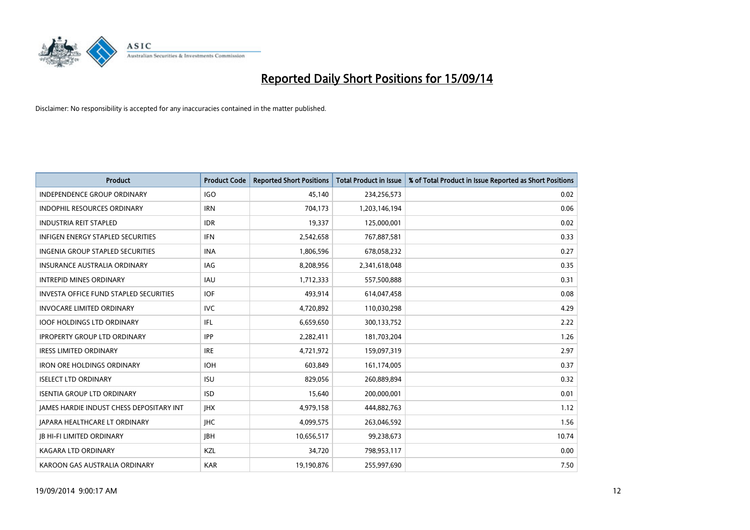# Reported Daily Short Positions for 15/09/14

Disclaimer: No responsibility is accepted for any inaccuracies contained in the matter published.

| Product | Product Code | Reported Short Positions | Total Product in Issue | % of Total Product in Issue Reported as Short Positions |
|---|---|---|---|---|
| INDEPENDENCE GROUP ORDINARY | IGO | 45,140 | 234,256,573 | 0.02 |
| INDOPHIL RESOURCES ORDINARY | IRN | 704,173 | 1,203,146,194 | 0.06 |
| INDUSTRIA REIT STAPLED | IDR | 19,337 | 125,000,001 | 0.02 |
| INFIGEN ENERGY STAPLED SECURITIES | IFN | 2,542,658 | 767,887,581 | 0.33 |
| INGENIA GROUP STAPLED SECURITIES | INA | 1,806,596 | 678,058,232 | 0.27 |
| INSURANCE AUSTRALIA ORDINARY | IAG | 8,208,956 | 2,341,618,048 | 0.35 |
| INTREPID MINES ORDINARY | IAU | 1,712,333 | 557,500,888 | 0.31 |
| INVESTA OFFICE FUND STAPLED SECURITIES | IOF | 493,914 | 614,047,458 | 0.08 |
| INVOCARE LIMITED ORDINARY | IVC | 4,720,892 | 110,030,298 | 4.29 |
| IOOF HOLDINGS LTD ORDINARY | IFL | 6,659,650 | 300,133,752 | 2.22 |
| IPROPERTY GROUP LTD ORDINARY | IPP | 2,282,411 | 181,703,204 | 1.26 |
| IRESS LIMITED ORDINARY | IRE | 4,721,972 | 159,097,319 | 2.97 |
| IRON ORE HOLDINGS ORDINARY | IOH | 603,849 | 161,174,005 | 0.37 |
| ISELECT LTD ORDINARY | ISU | 829,056 | 260,889,894 | 0.32 |
| ISENTIA GROUP LTD ORDINARY | ISD | 15,640 | 200,000,001 | 0.01 |
| JAMES HARDIE INDUST CHESS DEPOSITARY INT | JHX | 4,979,158 | 444,882,763 | 1.12 |
| JAPARA HEALTHCARE LT ORDINARY | JHC | 4,099,575 | 263,046,592 | 1.56 |
| JB HI-FI LIMITED ORDINARY | JBH | 10,656,517 | 99,238,673 | 10.74 |
| KAGARA LTD ORDINARY | KZL | 34,720 | 798,953,117 | 0.00 |
| KAROON GAS AUSTRALIA ORDINARY | KAR | 19,190,876 | 255,997,690 | 7.50 |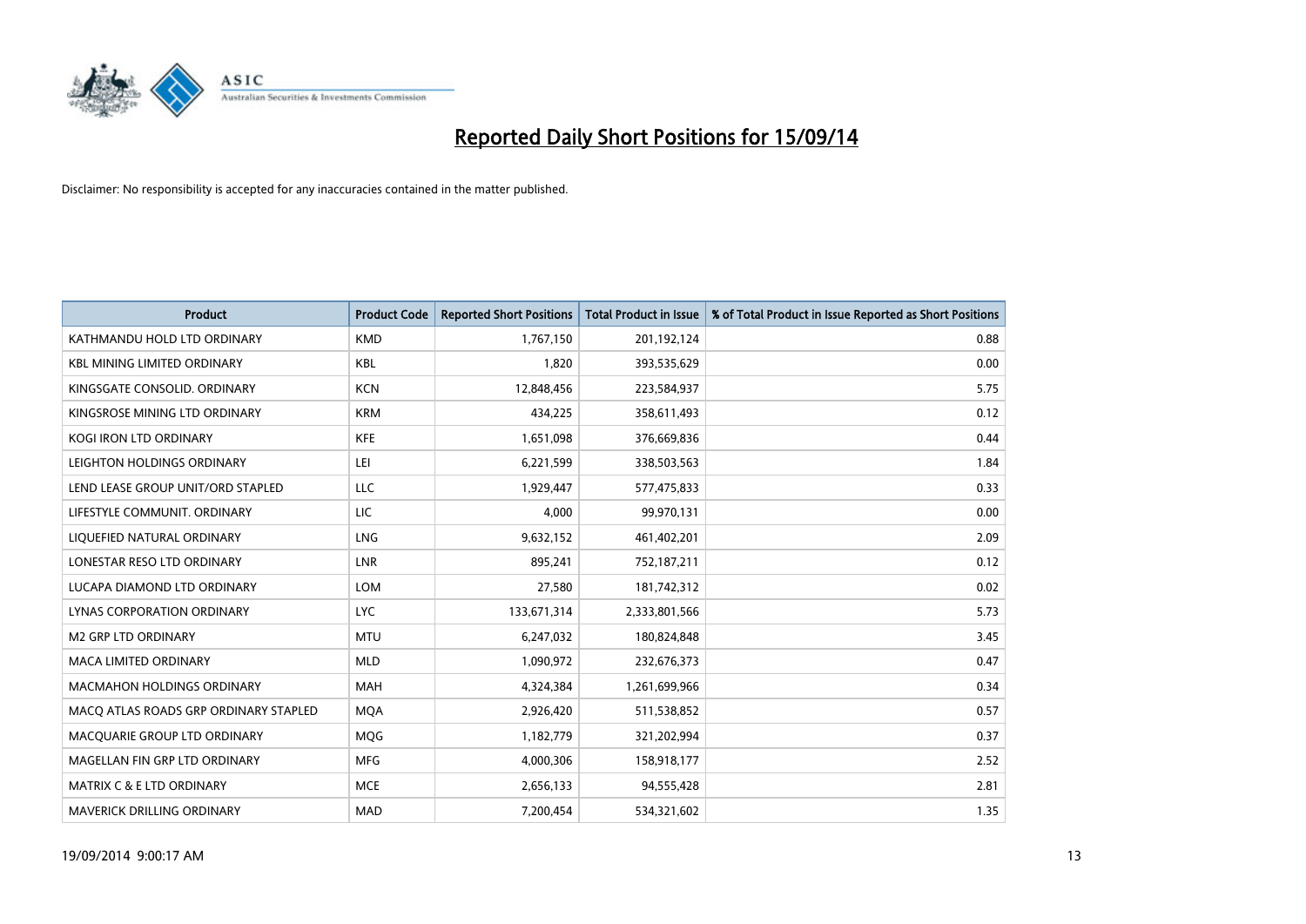# Reported Daily Short Positions for 15/09/14

Disclaimer: No responsibility is accepted for any inaccuracies contained in the matter published.

| Product | Product Code | Reported Short Positions | Total Product in Issue | % of Total Product in Issue Reported as Short Positions |
|---|---|---|---|---|
| KATHMANDU HOLD LTD ORDINARY | KMD | 1,767,150 | 201,192,124 | 0.88 |
| KBL MINING LIMITED ORDINARY | KBL | 1,820 | 393,535,629 | 0.00 |
| KINGSGATE CONSOLID. ORDINARY | KCN | 12,848,456 | 223,584,937 | 5.75 |
| KINGSROSE MINING LTD ORDINARY | KRM | 434,225 | 358,611,493 | 0.12 |
| KOGI IRON LTD ORDINARY | KFE | 1,651,098 | 376,669,836 | 0.44 |
| LEIGHTON HOLDINGS ORDINARY | LEI | 6,221,599 | 338,503,563 | 1.84 |
| LEND LEASE GROUP UNIT/ORD STAPLED | LLC | 1,929,447 | 577,475,833 | 0.33 |
| LIFESTYLE COMMUNIT. ORDINARY | LIC | 4,000 | 99,970,131 | 0.00 |
| LIQUEFIED NATURAL ORDINARY | LNG | 9,632,152 | 461,402,201 | 2.09 |
| LONESTAR RESO LTD ORDINARY | LNR | 895,241 | 752,187,211 | 0.12 |
| LUCAPA DIAMOND LTD ORDINARY | LOM | 27,580 | 181,742,312 | 0.02 |
| LYNAS CORPORATION ORDINARY | LYC | 133,671,314 | 2,333,801,566 | 5.73 |
| M2 GRP LTD ORDINARY | MTU | 6,247,032 | 180,824,848 | 3.45 |
| MACA LIMITED ORDINARY | MLD | 1,090,972 | 232,676,373 | 0.47 |
| MACMAHON HOLDINGS ORDINARY | MAH | 4,324,384 | 1,261,699,966 | 0.34 |
| MACQ ATLAS ROADS GRP ORDINARY STAPLED | MQA | 2,926,420 | 511,538,852 | 0.57 |
| MACQUARIE GROUP LTD ORDINARY | MQG | 1,182,779 | 321,202,994 | 0.37 |
| MAGELLAN FIN GRP LTD ORDINARY | MFG | 4,000,306 | 158,918,177 | 2.52 |
| MATRIX C & E LTD ORDINARY | MCE | 2,656,133 | 94,555,428 | 2.81 |
| MAVERICK DRILLING ORDINARY | MAD | 7,200,454 | 534,321,602 | 1.35 |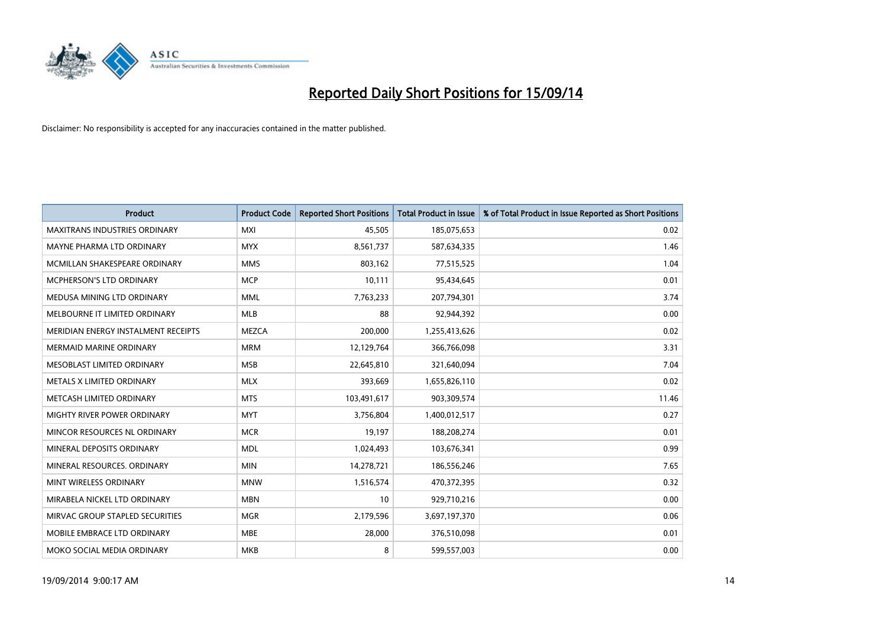# Reported Daily Short Positions for 15/09/14

Disclaimer: No responsibility is accepted for any inaccuracies contained in the matter published.

| Product | Product Code | Reported Short Positions | Total Product in Issue | % of Total Product in Issue Reported as Short Positions |
|---|---|---|---|---|
| MAXITRANS INDUSTRIES ORDINARY | MXI | 45,505 | 185,075,653 | 0.02 |
| MAYNE PHARMA LTD ORDINARY | MYX | 8,561,737 | 587,634,335 | 1.46 |
| MCMILLAN SHAKESPEARE ORDINARY | MMS | 803,162 | 77,515,525 | 1.04 |
| MCPHERSON'S LTD ORDINARY | MCP | 10,111 | 95,434,645 | 0.01 |
| MEDUSA MINING LTD ORDINARY | MML | 7,763,233 | 207,794,301 | 3.74 |
| MELBOURNE IT LIMITED ORDINARY | MLB | 88 | 92,944,392 | 0.00 |
| MERIDIAN ENERGY INSTALMENT RECEIPTS | MEZCA | 200,000 | 1,255,413,626 | 0.02 |
| MERMAID MARINE ORDINARY | MRM | 12,129,764 | 366,766,098 | 3.31 |
| MESOBLAST LIMITED ORDINARY | MSB | 22,645,810 | 321,640,094 | 7.04 |
| METALS X LIMITED ORDINARY | MLX | 393,669 | 1,655,826,110 | 0.02 |
| METCASH LIMITED ORDINARY | MTS | 103,491,617 | 903,309,574 | 11.46 |
| MIGHTY RIVER POWER ORDINARY | MYT | 3,756,804 | 1,400,012,517 | 0.27 |
| MINCOR RESOURCES NL ORDINARY | MCR | 19,197 | 188,208,274 | 0.01 |
| MINERAL DEPOSITS ORDINARY | MDL | 1,024,493 | 103,676,341 | 0.99 |
| MINERAL RESOURCES. ORDINARY | MIN | 14,278,721 | 186,556,246 | 7.65 |
| MINT WIRELESS ORDINARY | MNW | 1,516,574 | 470,372,395 | 0.32 |
| MIRABELA NICKEL LTD ORDINARY | MBN | 10 | 929,710,216 | 0.00 |
| MIRVAC GROUP STAPLED SECURITIES | MGR | 2,179,596 | 3,697,197,370 | 0.06 |
| MOBILE EMBRACE LTD ORDINARY | MBE | 28,000 | 376,510,098 | 0.01 |
| MOKO SOCIAL MEDIA ORDINARY | MKB | 8 | 599,557,003 | 0.00 |

19/09/2014 9:00:17 AM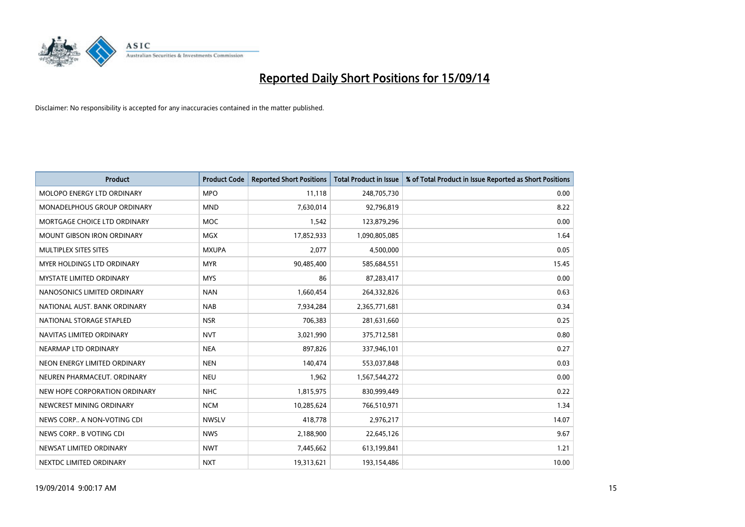# Reported Daily Short Positions for 15/09/14

Disclaimer: No responsibility is accepted for any inaccuracies contained in the matter published.

| Product | Product Code | Reported Short Positions | Total Product in Issue | % of Total Product in Issue Reported as Short Positions |
|---|---|---|---|---|
| MOLOPO ENERGY LTD ORDINARY | MPO | 11,118 | 248,705,730 | 0.00 |
| MONADELPHOUS GROUP ORDINARY | MND | 7,630,014 | 92,796,819 | 8.22 |
| MORTGAGE CHOICE LTD ORDINARY | MOC | 1,542 | 123,879,296 | 0.00 |
| MOUNT GIBSON IRON ORDINARY | MGX | 17,852,933 | 1,090,805,085 | 1.64 |
| MULTIPLEX SITES SITES | MXUPA | 2,077 | 4,500,000 | 0.05 |
| MYER HOLDINGS LTD ORDINARY | MYR | 90,485,400 | 585,684,551 | 15.45 |
| MYSTATE LIMITED ORDINARY | MYS | 86 | 87,283,417 | 0.00 |
| NANOSONICS LIMITED ORDINARY | NAN | 1,660,454 | 264,332,826 | 0.63 |
| NATIONAL AUST. BANK ORDINARY | NAB | 7,934,284 | 2,365,771,681 | 0.34 |
| NATIONAL STORAGE STAPLED | NSR | 706,383 | 281,631,660 | 0.25 |
| NAVITAS LIMITED ORDINARY | NVT | 3,021,990 | 375,712,581 | 0.80 |
| NEARMAP LTD ORDINARY | NEA | 897,826 | 337,946,101 | 0.27 |
| NEON ENERGY LIMITED ORDINARY | NEN | 140,474 | 553,037,848 | 0.03 |
| NEUREN PHARMACEUT. ORDINARY | NEU | 1,962 | 1,567,544,272 | 0.00 |
| NEW HOPE CORPORATION ORDINARY | NHC | 1,815,975 | 830,999,449 | 0.22 |
| NEWCREST MINING ORDINARY | NCM | 10,285,624 | 766,510,971 | 1.34 |
| NEWS CORP.. A NON-VOTING CDI | NWSLV | 418,778 | 2,976,217 | 14.07 |
| NEWS CORP.. B VOTING CDI | NWS | 2,188,900 | 22,645,126 | 9.67 |
| NEWSAT LIMITED ORDINARY | NWT | 7,445,662 | 613,199,841 | 1.21 |
| NEXTDC LIMITED ORDINARY | NXT | 19,313,621 | 193,154,486 | 10.00 |

19/09/2014 9:00:17 AM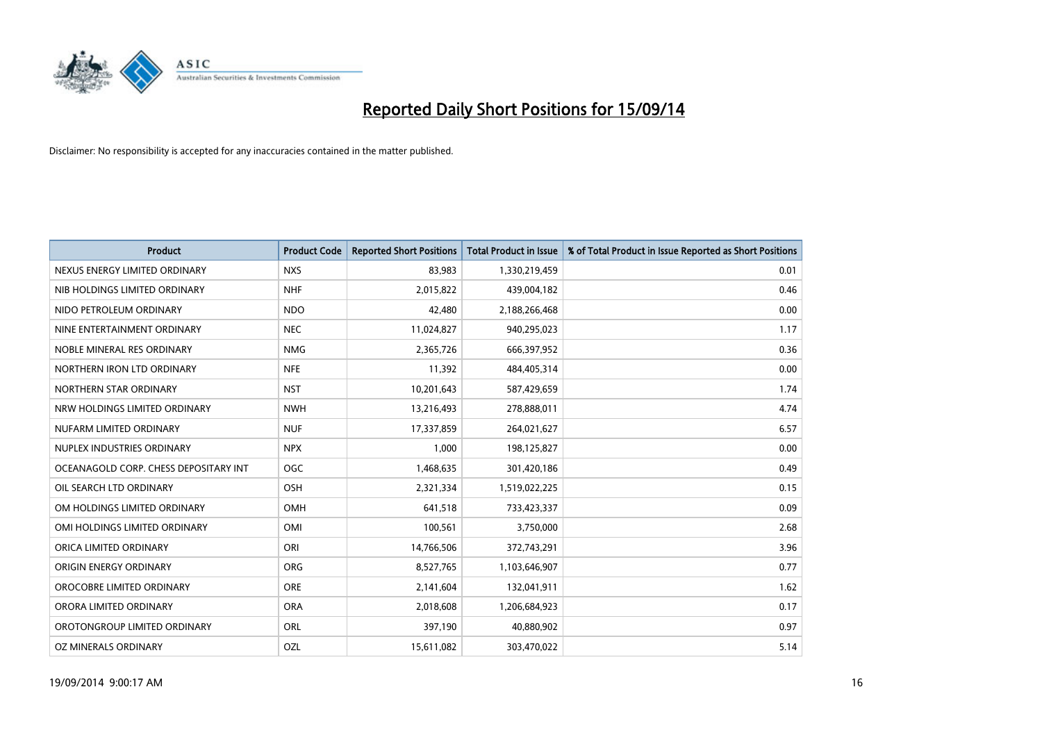# Reported Daily Short Positions for 15/09/14

Disclaimer: No responsibility is accepted for any inaccuracies contained in the matter published.

| Product | Product Code | Reported Short Positions | Total Product in Issue | % of Total Product in Issue Reported as Short Positions |
|---|---|---|---|---|
| NEXUS ENERGY LIMITED ORDINARY | NXS | 83,983 | 1,330,219,459 | 0.01 |
| NIB HOLDINGS LIMITED ORDINARY | NHF | 2,015,822 | 439,004,182 | 0.46 |
| NIDO PETROLEUM ORDINARY | NDO | 42,480 | 2,188,266,468 | 0.00 |
| NINE ENTERTAINMENT ORDINARY | NEC | 11,024,827 | 940,295,023 | 1.17 |
| NOBLE MINERAL RES ORDINARY | NMG | 2,365,726 | 666,397,952 | 0.36 |
| NORTHERN IRON LTD ORDINARY | NFE | 11,392 | 484,405,314 | 0.00 |
| NORTHERN STAR ORDINARY | NST | 10,201,643 | 587,429,659 | 1.74 |
| NRW HOLDINGS LIMITED ORDINARY | NWH | 13,216,493 | 278,888,011 | 4.74 |
| NUFARM LIMITED ORDINARY | NUF | 17,337,859 | 264,021,627 | 6.57 |
| NUPLEX INDUSTRIES ORDINARY | NPX | 1,000 | 198,125,827 | 0.00 |
| OCEANAGOLD CORP. CHESS DEPOSITARY INT | OGC | 1,468,635 | 301,420,186 | 0.49 |
| OIL SEARCH LTD ORDINARY | OSH | 2,321,334 | 1,519,022,225 | 0.15 |
| OM HOLDINGS LIMITED ORDINARY | OMH | 641,518 | 733,423,337 | 0.09 |
| OMI HOLDINGS LIMITED ORDINARY | OMI | 100,561 | 3,750,000 | 2.68 |
| ORICA LIMITED ORDINARY | ORI | 14,766,506 | 372,743,291 | 3.96 |
| ORIGIN ENERGY ORDINARY | ORG | 8,527,765 | 1,103,646,907 | 0.77 |
| OROCOBRE LIMITED ORDINARY | ORE | 2,141,604 | 132,041,911 | 1.62 |
| ORORA LIMITED ORDINARY | ORA | 2,018,608 | 1,206,684,923 | 0.17 |
| OROTONGROUP LIMITED ORDINARY | ORL | 397,190 | 40,880,902 | 0.97 |
| OZ MINERALS ORDINARY | OZL | 15,611,082 | 303,470,022 | 5.14 |

19/09/2014 9:00:17 AM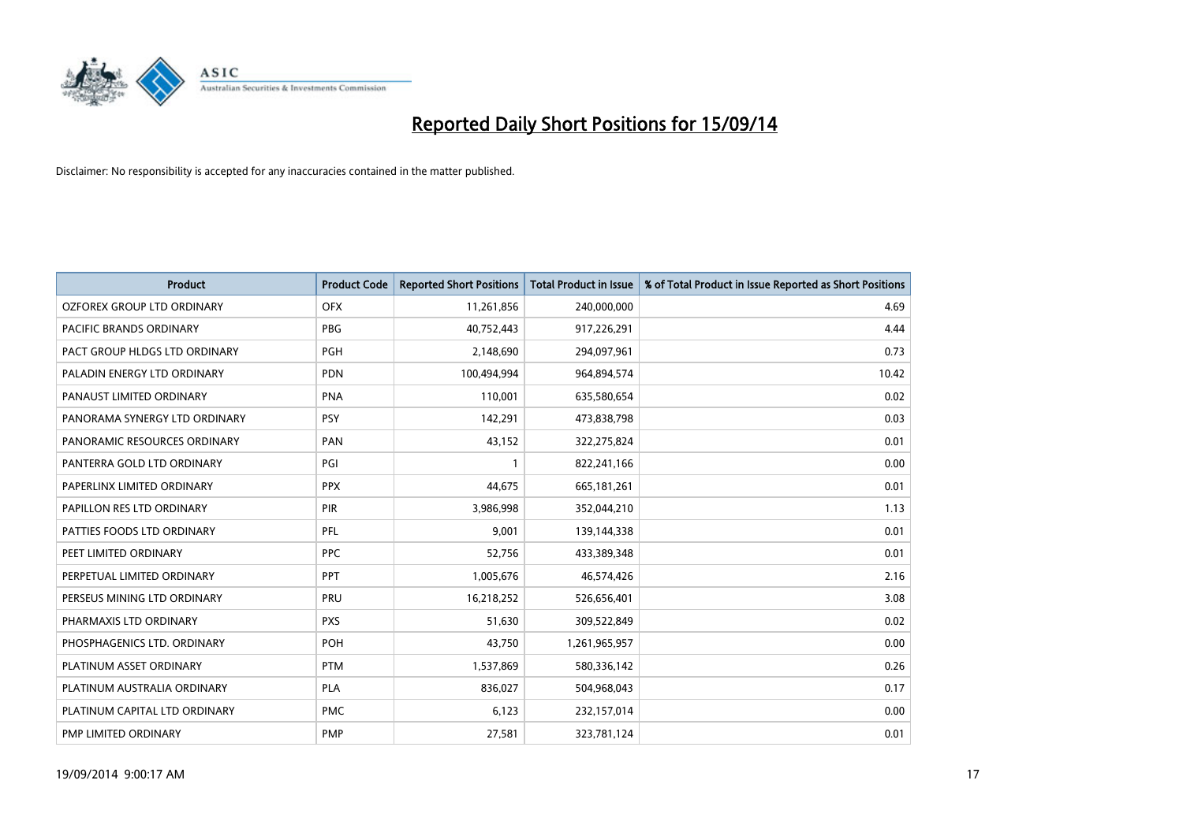# Reported Daily Short Positions for 15/09/14

Disclaimer: No responsibility is accepted for any inaccuracies contained in the matter published.

| Product | Product Code | Reported Short Positions | Total Product in Issue | % of Total Product in Issue Reported as Short Positions |
|---|---|---|---|---|
| OZFOREX GROUP LTD ORDINARY | OFX | 11,261,856 | 240,000,000 | 4.69 |
| PACIFIC BRANDS ORDINARY | PBG | 40,752,443 | 917,226,291 | 4.44 |
| PACT GROUP HLDGS LTD ORDINARY | PGH | 2,148,690 | 294,097,961 | 0.73 |
| PALADIN ENERGY LTD ORDINARY | PDN | 100,494,994 | 964,894,574 | 10.42 |
| PANAUST LIMITED ORDINARY | PNA | 110,001 | 635,580,654 | 0.02 |
| PANORAMA SYNERGY LTD ORDINARY | PSY | 142,291 | 473,838,798 | 0.03 |
| PANORAMIC RESOURCES ORDINARY | PAN | 43,152 | 322,275,824 | 0.01 |
| PANTERRA GOLD LTD ORDINARY | PGI | 1 | 822,241,166 | 0.00 |
| PAPERLINX LIMITED ORDINARY | PPX | 44,675 | 665,181,261 | 0.01 |
| PAPILLON RES LTD ORDINARY | PIR | 3,986,998 | 352,044,210 | 1.13 |
| PATTIES FOODS LTD ORDINARY | PFL | 9,001 | 139,144,338 | 0.01 |
| PEET LIMITED ORDINARY | PPC | 52,756 | 433,389,348 | 0.01 |
| PERPETUAL LIMITED ORDINARY | PPT | 1,005,676 | 46,574,426 | 2.16 |
| PERSEUS MINING LTD ORDINARY | PRU | 16,218,252 | 526,656,401 | 3.08 |
| PHARMAXIS LTD ORDINARY | PXS | 51,630 | 309,522,849 | 0.02 |
| PHOSPHAGENICS LTD. ORDINARY | POH | 43,750 | 1,261,965,957 | 0.00 |
| PLATINUM ASSET ORDINARY | PTM | 1,537,869 | 580,336,142 | 0.26 |
| PLATINUM AUSTRALIA ORDINARY | PLA | 836,027 | 504,968,043 | 0.17 |
| PLATINUM CAPITAL LTD ORDINARY | PMC | 6,123 | 232,157,014 | 0.00 |
| PMP LIMITED ORDINARY | PMP | 27,581 | 323,781,124 | 0.01 |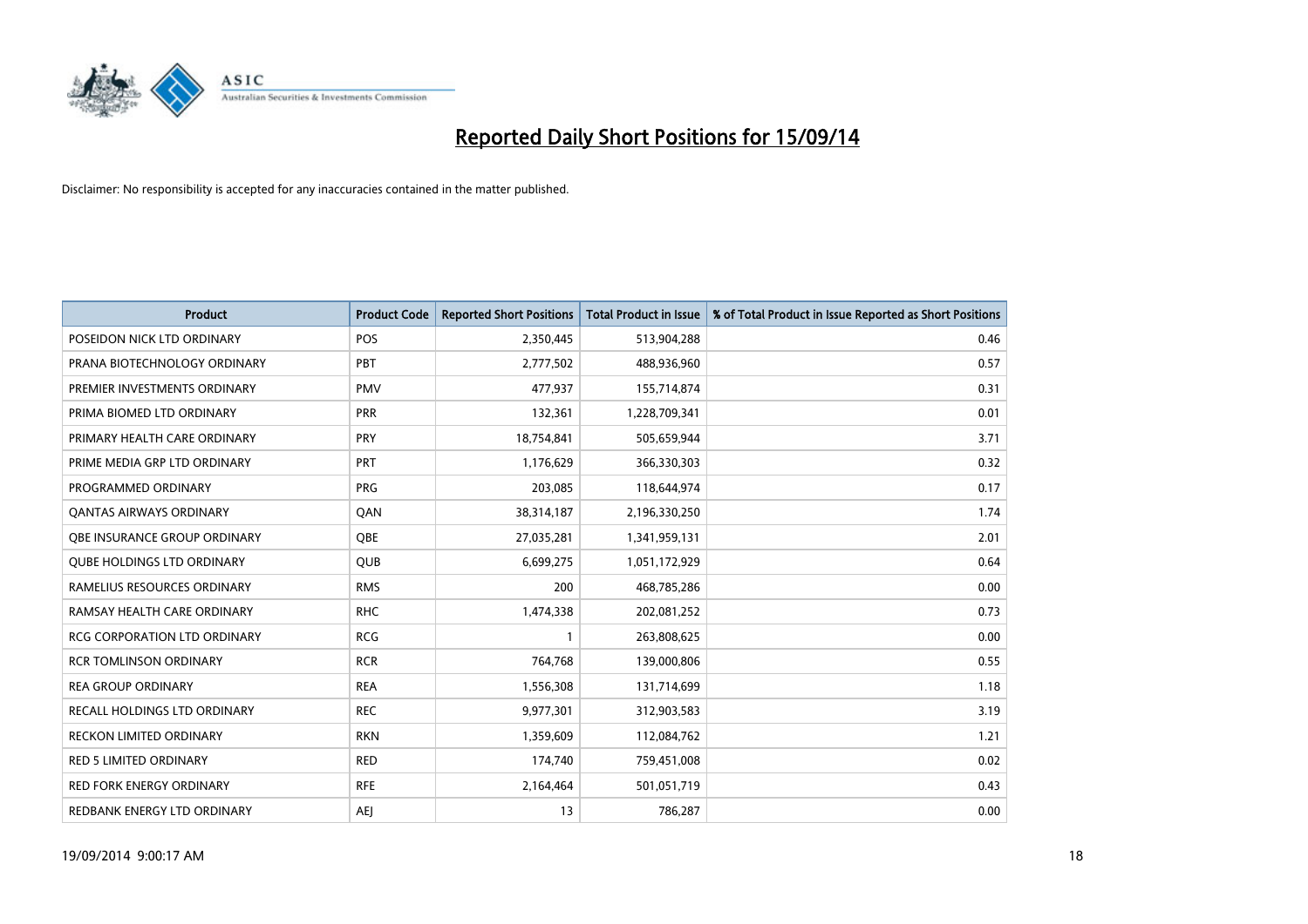# Reported Daily Short Positions for 15/09/14

Disclaimer: No responsibility is accepted for any inaccuracies contained in the matter published.

| Product | Product Code | Reported Short Positions | Total Product in Issue | % of Total Product in Issue Reported as Short Positions |
|---|---|---|---|---|
| POSEIDON NICK LTD ORDINARY | POS | 2,350,445 | 513,904,288 | 0.46 |
| PRANA BIOTECHNOLOGY ORDINARY | PBT | 2,777,502 | 488,936,960 | 0.57 |
| PREMIER INVESTMENTS ORDINARY | PMV | 477,937 | 155,714,874 | 0.31 |
| PRIMA BIOMED LTD ORDINARY | PRR | 132,361 | 1,228,709,341 | 0.01 |
| PRIMARY HEALTH CARE ORDINARY | PRY | 18,754,841 | 505,659,944 | 3.71 |
| PRIME MEDIA GRP LTD ORDINARY | PRT | 1,176,629 | 366,330,303 | 0.32 |
| PROGRAMMED ORDINARY | PRG | 203,085 | 118,644,974 | 0.17 |
| QANTAS AIRWAYS ORDINARY | QAN | 38,314,187 | 2,196,330,250 | 1.74 |
| QBE INSURANCE GROUP ORDINARY | QBE | 27,035,281 | 1,341,959,131 | 2.01 |
| QUBE HOLDINGS LTD ORDINARY | QUB | 6,699,275 | 1,051,172,929 | 0.64 |
| RAMELIUS RESOURCES ORDINARY | RMS | 200 | 468,785,286 | 0.00 |
| RAMSAY HEALTH CARE ORDINARY | RHC | 1,474,338 | 202,081,252 | 0.73 |
| RCG CORPORATION LTD ORDINARY | RCG | 1 | 263,808,625 | 0.00 |
| RCR TOMLINSON ORDINARY | RCR | 764,768 | 139,000,806 | 0.55 |
| REA GROUP ORDINARY | REA | 1,556,308 | 131,714,699 | 1.18 |
| RECALL HOLDINGS LTD ORDINARY | REC | 9,977,301 | 312,903,583 | 3.19 |
| RECKON LIMITED ORDINARY | RKN | 1,359,609 | 112,084,762 | 1.21 |
| RED 5 LIMITED ORDINARY | RED | 174,740 | 759,451,008 | 0.02 |
| RED FORK ENERGY ORDINARY | RFE | 2,164,464 | 501,051,719 | 0.43 |
| REDBANK ENERGY LTD ORDINARY | AEJ | 13 | 786,287 | 0.00 |

19/09/2014 9:00:17 AM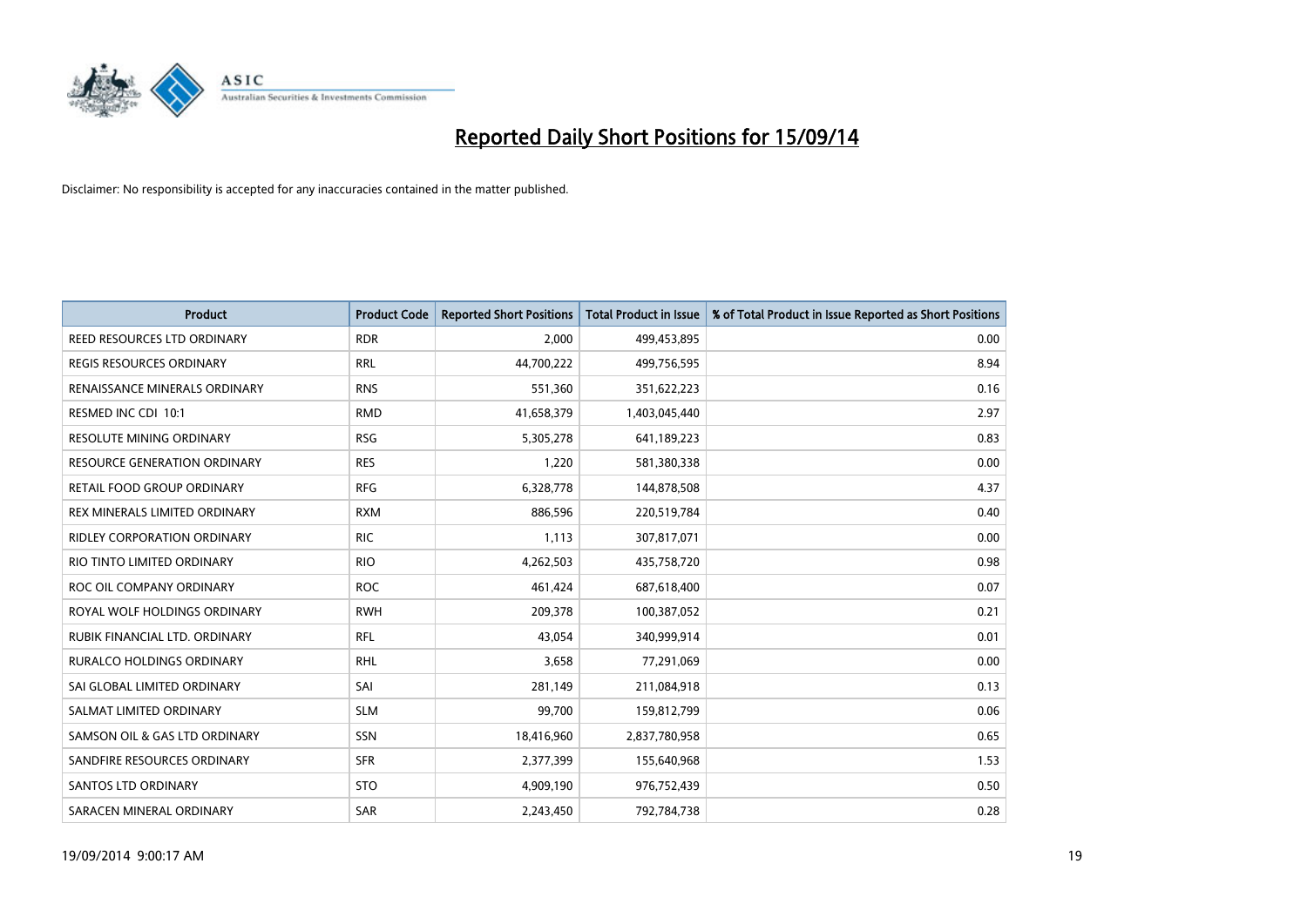# Reported Daily Short Positions for 15/09/14

Disclaimer: No responsibility is accepted for any inaccuracies contained in the matter published.

| Product | Product Code | Reported Short Positions | Total Product in Issue | % of Total Product in Issue Reported as Short Positions |
|---|---|---|---|---|
| REED RESOURCES LTD ORDINARY | RDR | 2,000 | 499,453,895 | 0.00 |
| REGIS RESOURCES ORDINARY | RRL | 44,700,222 | 499,756,595 | 8.94 |
| RENAISSANCE MINERALS ORDINARY | RNS | 551,360 | 351,622,223 | 0.16 |
| RESMED INC CDI 10:1 | RMD | 41,658,379 | 1,403,045,440 | 2.97 |
| RESOLUTE MINING ORDINARY | RSG | 5,305,278 | 641,189,223 | 0.83 |
| RESOURCE GENERATION ORDINARY | RES | 1,220 | 581,380,338 | 0.00 |
| RETAIL FOOD GROUP ORDINARY | RFG | 6,328,778 | 144,878,508 | 4.37 |
| REX MINERALS LIMITED ORDINARY | RXM | 886,596 | 220,519,784 | 0.40 |
| RIDLEY CORPORATION ORDINARY | RIC | 1,113 | 307,817,071 | 0.00 |
| RIO TINTO LIMITED ORDINARY | RIO | 4,262,503 | 435,758,720 | 0.98 |
| ROC OIL COMPANY ORDINARY | ROC | 461,424 | 687,618,400 | 0.07 |
| ROYAL WOLF HOLDINGS ORDINARY | RWH | 209,378 | 100,387,052 | 0.21 |
| RUBIK FINANCIAL LTD. ORDINARY | RFL | 43,054 | 340,999,914 | 0.01 |
| RURALCO HOLDINGS ORDINARY | RHL | 3,658 | 77,291,069 | 0.00 |
| SAI GLOBAL LIMITED ORDINARY | SAI | 281,149 | 211,084,918 | 0.13 |
| SALMAT LIMITED ORDINARY | SLM | 99,700 | 159,812,799 | 0.06 |
| SAMSON OIL & GAS LTD ORDINARY | SSN | 18,416,960 | 2,837,780,958 | 0.65 |
| SANDFIRE RESOURCES ORDINARY | SFR | 2,377,399 | 155,640,968 | 1.53 |
| SANTOS LTD ORDINARY | STO | 4,909,190 | 976,752,439 | 0.50 |
| SARACEN MINERAL ORDINARY | SAR | 2,243,450 | 792,784,738 | 0.28 |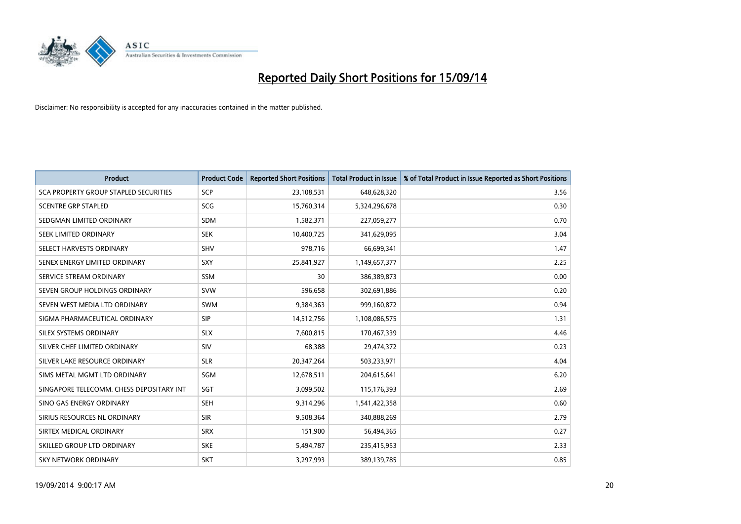# Reported Daily Short Positions for 15/09/14

Disclaimer: No responsibility is accepted for any inaccuracies contained in the matter published.

| Product | Product Code | Reported Short Positions | Total Product in Issue | % of Total Product in Issue Reported as Short Positions |
|---|---|---|---|---|
| SCA PROPERTY GROUP STAPLED SECURITIES | SCP | 23,108,531 | 648,628,320 | 3.56 |
| SCENTRE GRP STAPLED | SCG | 15,760,314 | 5,324,296,678 | 0.30 |
| SEDGMAN LIMITED ORDINARY | SDM | 1,582,371 | 227,059,277 | 0.70 |
| SEEK LIMITED ORDINARY | SEK | 10,400,725 | 341,629,095 | 3.04 |
| SELECT HARVESTS ORDINARY | SHV | 978,716 | 66,699,341 | 1.47 |
| SENEX ENERGY LIMITED ORDINARY | SXY | 25,841,927 | 1,149,657,377 | 2.25 |
| SERVICE STREAM ORDINARY | SSM | 30 | 386,389,873 | 0.00 |
| SEVEN GROUP HOLDINGS ORDINARY | SVW | 596,658 | 302,691,886 | 0.20 |
| SEVEN WEST MEDIA LTD ORDINARY | SWM | 9,384,363 | 999,160,872 | 0.94 |
| SIGMA PHARMACEUTICAL ORDINARY | SIP | 14,512,756 | 1,108,086,575 | 1.31 |
| SILEX SYSTEMS ORDINARY | SLX | 7,600,815 | 170,467,339 | 4.46 |
| SILVER CHEF LIMITED ORDINARY | SIV | 68,388 | 29,474,372 | 0.23 |
| SILVER LAKE RESOURCE ORDINARY | SLR | 20,347,264 | 503,233,971 | 4.04 |
| SIMS METAL MGMT LTD ORDINARY | SGM | 12,678,511 | 204,615,641 | 6.20 |
| SINGAPORE TELECOMM. CHESS DEPOSITARY INT | SGT | 3,099,502 | 115,176,393 | 2.69 |
| SINO GAS ENERGY ORDINARY | SEH | 9,314,296 | 1,541,422,358 | 0.60 |
| SIRIUS RESOURCES NL ORDINARY | SIR | 9,508,364 | 340,888,269 | 2.79 |
| SIRTEX MEDICAL ORDINARY | SRX | 151,900 | 56,494,365 | 0.27 |
| SKILLED GROUP LTD ORDINARY | SKE | 5,494,787 | 235,415,953 | 2.33 |
| SKY NETWORK ORDINARY | SKT | 3,297,993 | 389,139,785 | 0.85 |

19/09/2014 9:00:17 AM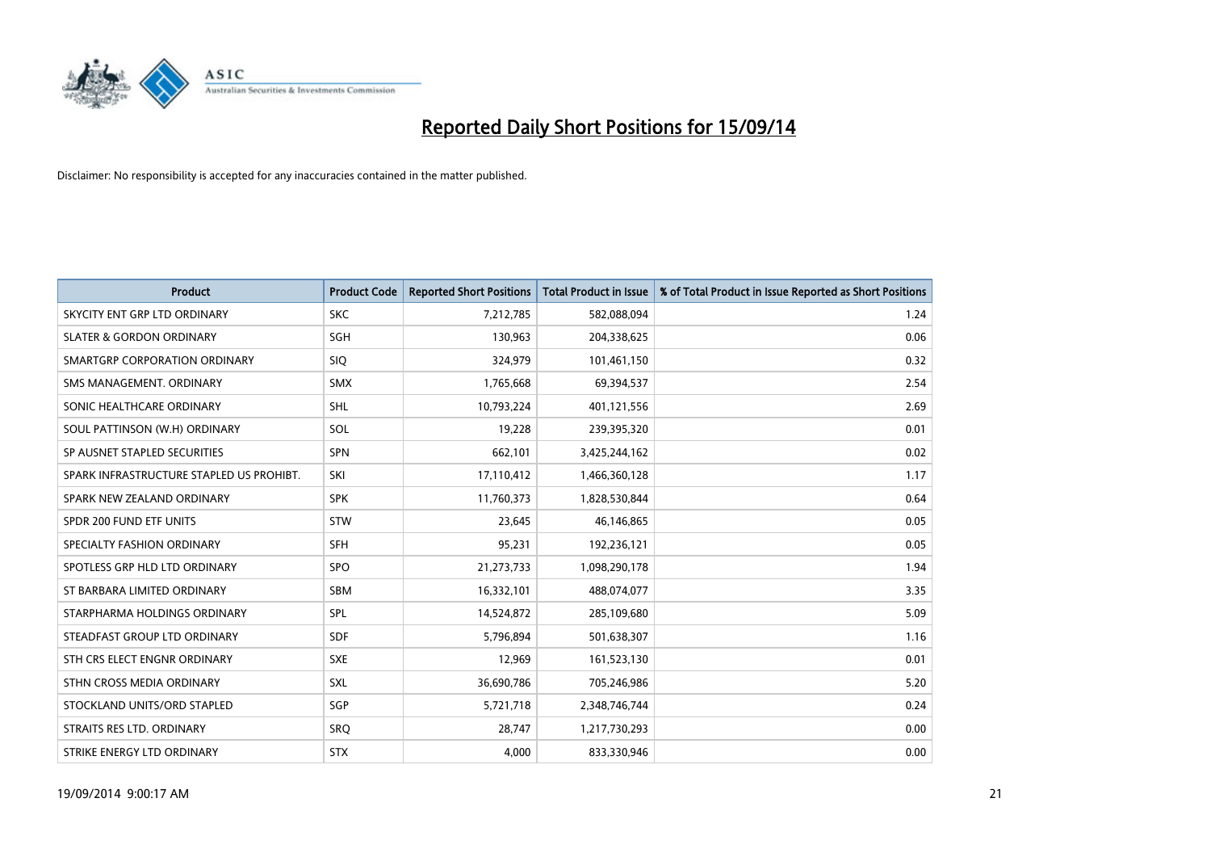# Reported Daily Short Positions for 15/09/14

Disclaimer: No responsibility is accepted for any inaccuracies contained in the matter published.

| Product | Product Code | Reported Short Positions | Total Product in Issue | % of Total Product in Issue Reported as Short Positions |
|---|---|---|---|---|
| SKYCITY ENT GRP LTD ORDINARY | SKC | 7,212,785 | 582,088,094 | 1.24 |
| SLATER & GORDON ORDINARY | SGH | 130,963 | 204,338,625 | 0.06 |
| SMARTGRP CORPORATION ORDINARY | SIQ | 324,979 | 101,461,150 | 0.32 |
| SMS MANAGEMENT. ORDINARY | SMX | 1,765,668 | 69,394,537 | 2.54 |
| SONIC HEALTHCARE ORDINARY | SHL | 10,793,224 | 401,121,556 | 2.69 |
| SOUL PATTINSON (W.H) ORDINARY | SOL | 19,228 | 239,395,320 | 0.01 |
| SP AUSNET STAPLED SECURITIES | SPN | 662,101 | 3,425,244,162 | 0.02 |
| SPARK INFRASTRUCTURE STAPLED US PROHIBT. | SKI | 17,110,412 | 1,466,360,128 | 1.17 |
| SPARK NEW ZEALAND ORDINARY | SPK | 11,760,373 | 1,828,530,844 | 0.64 |
| SPDR 200 FUND ETF UNITS | STW | 23,645 | 46,146,865 | 0.05 |
| SPECIALTY FASHION ORDINARY | SFH | 95,231 | 192,236,121 | 0.05 |
| SPOTLESS GRP HLD LTD ORDINARY | SPO | 21,273,733 | 1,098,290,178 | 1.94 |
| ST BARBARA LIMITED ORDINARY | SBM | 16,332,101 | 488,074,077 | 3.35 |
| STARPHARMA HOLDINGS ORDINARY | SPL | 14,524,872 | 285,109,680 | 5.09 |
| STEADFAST GROUP LTD ORDINARY | SDF | 5,796,894 | 501,638,307 | 1.16 |
| STH CRS ELECT ENGNR ORDINARY | SXE | 12,969 | 161,523,130 | 0.01 |
| STHN CROSS MEDIA ORDINARY | SXL | 36,690,786 | 705,246,986 | 5.20 |
| STOCKLAND UNITS/ORD STAPLED | SGP | 5,721,718 | 2,348,746,744 | 0.24 |
| STRAITS RES LTD. ORDINARY | SRQ | 28,747 | 1,217,730,293 | 0.00 |
| STRIKE ENERGY LTD ORDINARY | STX | 4,000 | 833,330,946 | 0.00 |

19/09/2014 9:00:17 AM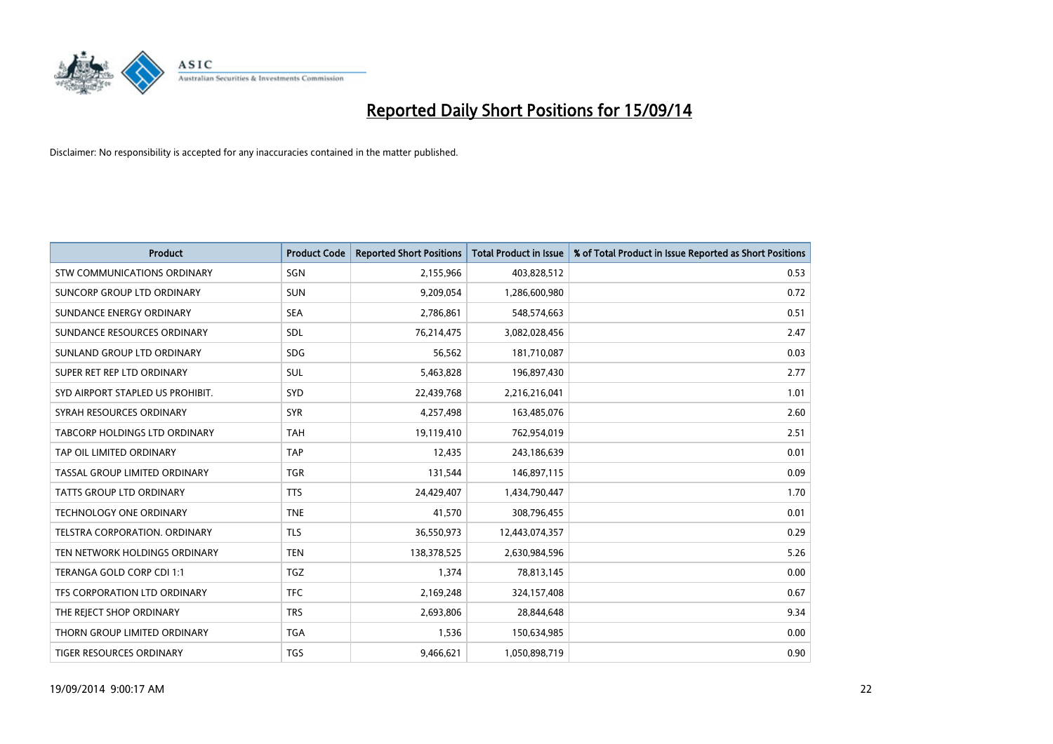# Reported Daily Short Positions for 15/09/14

Disclaimer: No responsibility is accepted for any inaccuracies contained in the matter published.

| Product | Product Code | Reported Short Positions | Total Product in Issue | % of Total Product in Issue Reported as Short Positions |
|---|---|---|---|---|
| STW COMMUNICATIONS ORDINARY | SGN | 2,155,966 | 403,828,512 | 0.53 |
| SUNCORP GROUP LTD ORDINARY | SUN | 9,209,054 | 1,286,600,980 | 0.72 |
| SUNDANCE ENERGY ORDINARY | SEA | 2,786,861 | 548,574,663 | 0.51 |
| SUNDANCE RESOURCES ORDINARY | SDL | 76,214,475 | 3,082,028,456 | 2.47 |
| SUNLAND GROUP LTD ORDINARY | SDG | 56,562 | 181,710,087 | 0.03 |
| SUPER RET REP LTD ORDINARY | SUL | 5,463,828 | 196,897,430 | 2.77 |
| SYD AIRPORT STAPLED US PROHIBIT. | SYD | 22,439,768 | 2,216,216,041 | 1.01 |
| SYRAH RESOURCES ORDINARY | SYR | 4,257,498 | 163,485,076 | 2.60 |
| TABCORP HOLDINGS LTD ORDINARY | TAH | 19,119,410 | 762,954,019 | 2.51 |
| TAP OIL LIMITED ORDINARY | TAP | 12,435 | 243,186,639 | 0.01 |
| TASSAL GROUP LIMITED ORDINARY | TGR | 131,544 | 146,897,115 | 0.09 |
| TATTS GROUP LTD ORDINARY | TTS | 24,429,407 | 1,434,790,447 | 1.70 |
| TECHNOLOGY ONE ORDINARY | TNE | 41,570 | 308,796,455 | 0.01 |
| TELSTRA CORPORATION. ORDINARY | TLS | 36,550,973 | 12,443,074,357 | 0.29 |
| TEN NETWORK HOLDINGS ORDINARY | TEN | 138,378,525 | 2,630,984,596 | 5.26 |
| TERANGA GOLD CORP CDI 1:1 | TGZ | 1,374 | 78,813,145 | 0.00 |
| TFS CORPORATION LTD ORDINARY | TFC | 2,169,248 | 324,157,408 | 0.67 |
| THE REJECT SHOP ORDINARY | TRS | 2,693,806 | 28,844,648 | 9.34 |
| THORN GROUP LIMITED ORDINARY | TGA | 1,536 | 150,634,985 | 0.00 |
| TIGER RESOURCES ORDINARY | TGS | 9,466,621 | 1,050,898,719 | 0.90 |

19/09/2014 9:00:17 AM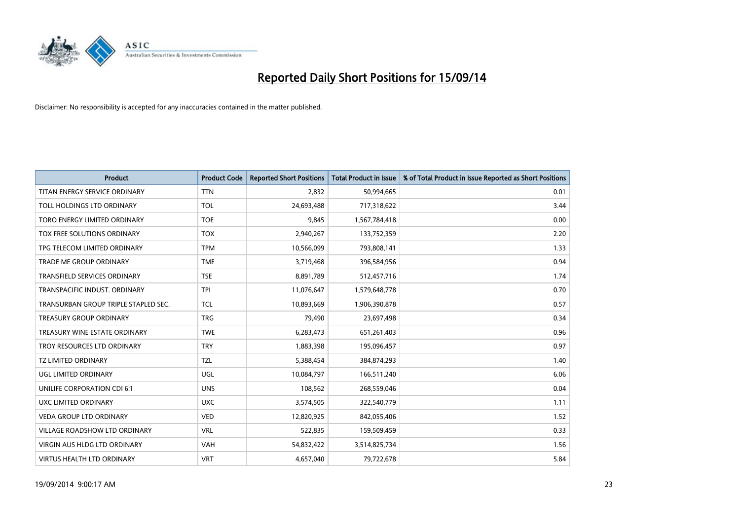# Reported Daily Short Positions for 15/09/14

Disclaimer: No responsibility is accepted for any inaccuracies contained in the matter published.

| Product | Product Code | Reported Short Positions | Total Product in Issue | % of Total Product in Issue Reported as Short Positions |
|---|---|---|---|---|
| TITAN ENERGY SERVICE ORDINARY | TTN | 2,832 | 50,994,665 | 0.01 |
| TOLL HOLDINGS LTD ORDINARY | TOL | 24,693,488 | 717,318,622 | 3.44 |
| TORO ENERGY LIMITED ORDINARY | TOE | 9,845 | 1,567,784,418 | 0.00 |
| TOX FREE SOLUTIONS ORDINARY | TOX | 2,940,267 | 133,752,359 | 2.20 |
| TPG TELECOM LIMITED ORDINARY | TPM | 10,566,099 | 793,808,141 | 1.33 |
| TRADE ME GROUP ORDINARY | TME | 3,719,468 | 396,584,956 | 0.94 |
| TRANSFIELD SERVICES ORDINARY | TSE | 8,891,789 | 512,457,716 | 1.74 |
| TRANSPACIFIC INDUST. ORDINARY | TPI | 11,076,647 | 1,579,648,778 | 0.70 |
| TRANSURBAN GROUP TRIPLE STAPLED SEC. | TCL | 10,893,669 | 1,906,390,878 | 0.57 |
| TREASURY GROUP ORDINARY | TRG | 79,490 | 23,697,498 | 0.34 |
| TREASURY WINE ESTATE ORDINARY | TWE | 6,283,473 | 651,261,403 | 0.96 |
| TROY RESOURCES LTD ORDINARY | TRY | 1,883,398 | 195,096,457 | 0.97 |
| TZ LIMITED ORDINARY | TZL | 5,388,454 | 384,874,293 | 1.40 |
| UGL LIMITED ORDINARY | UGL | 10,084,797 | 166,511,240 | 6.06 |
| UNILIFE CORPORATION CDI 6:1 | UNS | 108,562 | 268,559,046 | 0.04 |
| UXC LIMITED ORDINARY | UXC | 3,574,505 | 322,540,779 | 1.11 |
| VEDA GROUP LTD ORDINARY | VED | 12,820,925 | 842,055,406 | 1.52 |
| VILLAGE ROADSHOW LTD ORDINARY | VRL | 522,835 | 159,509,459 | 0.33 |
| VIRGIN AUS HLDG LTD ORDINARY | VAH | 54,832,422 | 3,514,825,734 | 1.56 |
| VIRTUS HEALTH LTD ORDINARY | VRT | 4,657,040 | 79,722,678 | 5.84 |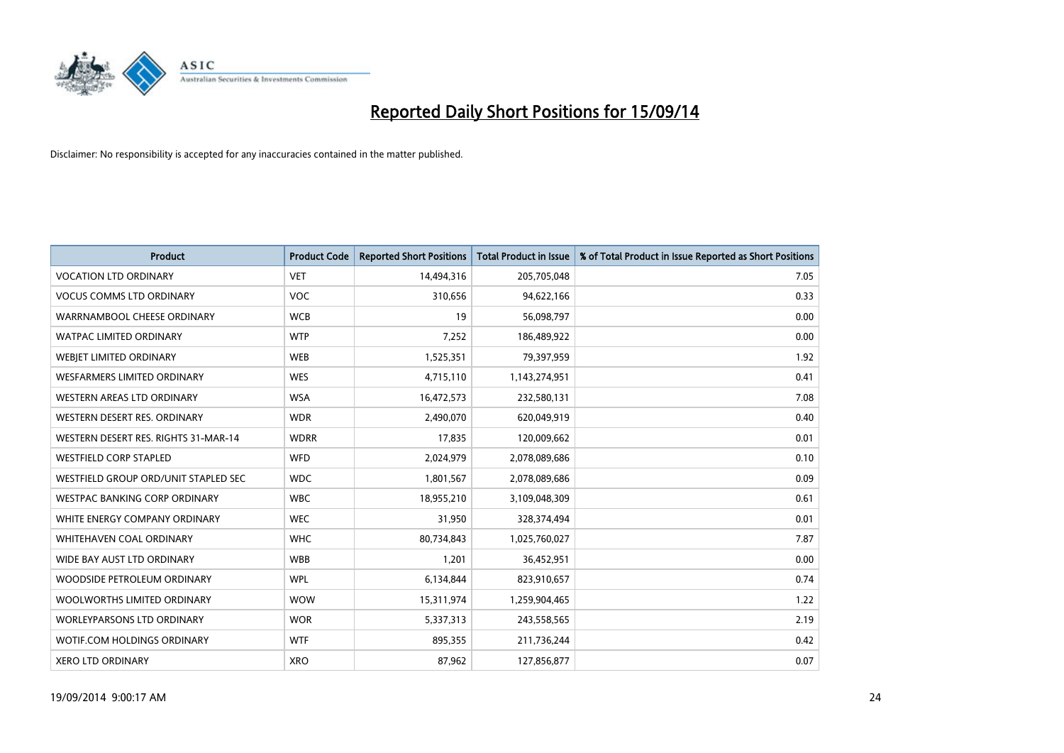# Reported Daily Short Positions for 15/09/14

Disclaimer: No responsibility is accepted for any inaccuracies contained in the matter published.

| Product | Product Code | Reported Short Positions | Total Product in Issue | % of Total Product in Issue Reported as Short Positions |
|---|---|---|---|---|
| VOCATION LTD ORDINARY | VET | 14,494,316 | 205,705,048 | 7.05 |
| VOCUS COMMS LTD ORDINARY | VOC | 310,656 | 94,622,166 | 0.33 |
| WARRNAMBOOL CHEESE ORDINARY | WCB | 19 | 56,098,797 | 0.00 |
| WATPAC LIMITED ORDINARY | WTP | 7,252 | 186,489,922 | 0.00 |
| WEBJET LIMITED ORDINARY | WEB | 1,525,351 | 79,397,959 | 1.92 |
| WESFARMERS LIMITED ORDINARY | WES | 4,715,110 | 1,143,274,951 | 0.41 |
| WESTERN AREAS LTD ORDINARY | WSA | 16,472,573 | 232,580,131 | 7.08 |
| WESTERN DESERT RES. ORDINARY | WDR | 2,490,070 | 620,049,919 | 0.40 |
| WESTERN DESERT RES. RIGHTS 31-MAR-14 | WDRR | 17,835 | 120,009,662 | 0.01 |
| WESTFIELD CORP STAPLED | WFD | 2,024,979 | 2,078,089,686 | 0.10 |
| WESTFIELD GROUP ORD/UNIT STAPLED SEC | WDC | 1,801,567 | 2,078,089,686 | 0.09 |
| WESTPAC BANKING CORP ORDINARY | WBC | 18,955,210 | 3,109,048,309 | 0.61 |
| WHITE ENERGY COMPANY ORDINARY | WEC | 31,950 | 328,374,494 | 0.01 |
| WHITEHAVEN COAL ORDINARY | WHC | 80,734,843 | 1,025,760,027 | 7.87 |
| WIDE BAY AUST LTD ORDINARY | WBB | 1,201 | 36,452,951 | 0.00 |
| WOODSIDE PETROLEUM ORDINARY | WPL | 6,134,844 | 823,910,657 | 0.74 |
| WOOLWORTHS LIMITED ORDINARY | WOW | 15,311,974 | 1,259,904,465 | 1.22 |
| WORLEYPARSONS LTD ORDINARY | WOR | 5,337,313 | 243,558,565 | 2.19 |
| WOTIF.COM HOLDINGS ORDINARY | WTF | 895,355 | 211,736,244 | 0.42 |
| XERO LTD ORDINARY | XRO | 87,962 | 127,856,877 | 0.07 |

19/09/2014 9:00:17 AM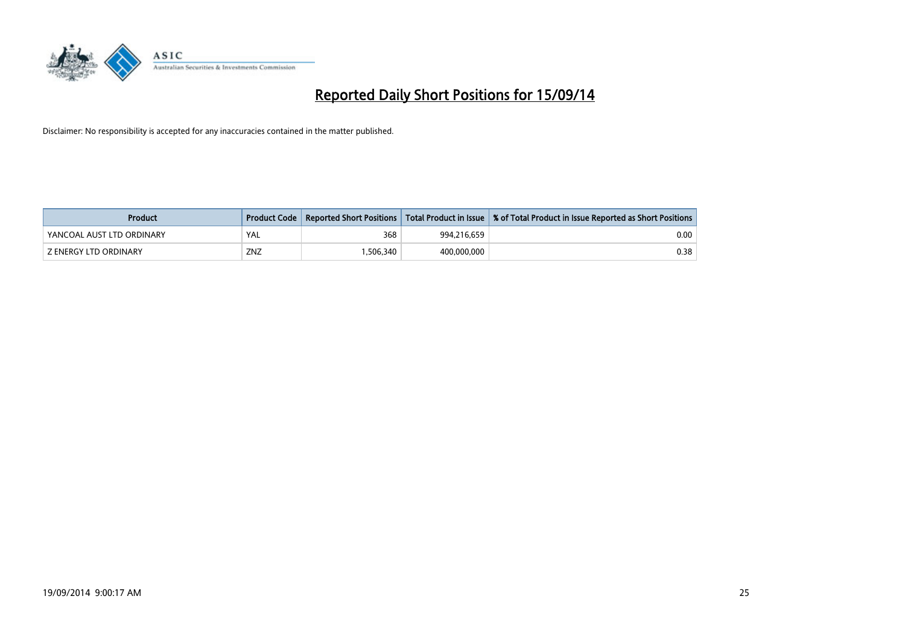# Reported Daily Short Positions for 15/09/14

Disclaimer: No responsibility is accepted for any inaccuracies contained in the matter published.

| Product | Product Code | Reported Short Positions | Total Product in Issue | % of Total Product in Issue Reported as Short Positions |
|---|---|---|---|---|
| YANCOAL AUST LTD ORDINARY | YAL | 368 | 994,216,659 | 0.00 |
| Z ENERGY LTD ORDINARY | ZNZ | 1,506,340 | 400,000,000 | 0.38 |

19/09/2014 9:00:17 AM